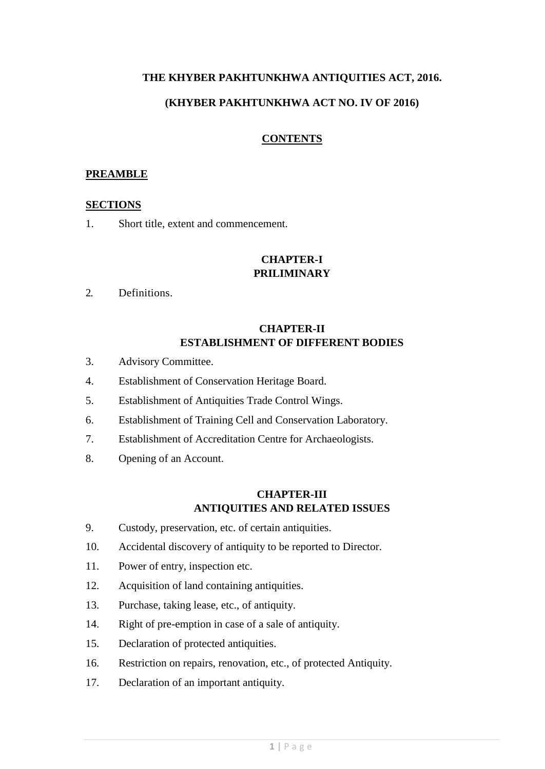# THE KHYBER PAKHTUNKHWA ANTIQUITIES ACT, 2016.

## (KHYBER PAKHTUNKHWA ACT NO. IV OF 2016)

### CONTENTS

**PREAMBLE**

**SECTIONS**

1. Short title, extent and commencement.

### CHAPTER-I
### PRILIMINARY

2. Definitions.

### CHAPTER-II
### ESTABLISHMENT OF DIFFERENT BODIES

3. Advisory Committee.
4. Establishment of Conservation Heritage Board.
5. Establishment of Antiquities Trade Control Wings.
6. Establishment of Training Cell and Conservation Laboratory.
7. Establishment of Accreditation Centre for Archaeologists.
8. Opening of an Account.

### CHAPTER-III
### ANTIQUITIES AND RELATED ISSUES

9. Custody, preservation, etc. of certain antiquities.
10. Accidental discovery of antiquity to be reported to Director.
11. Power of entry, inspection etc.
12. Acquisition of land containing antiquities.
13. Purchase, taking lease, etc., of antiquity.
14. Right of pre-emption in case of a sale of antiquity.
15. Declaration of protected antiquities.
16. Restriction on repairs, renovation, etc., of protected Antiquity.
17. Declaration of an important antiquity.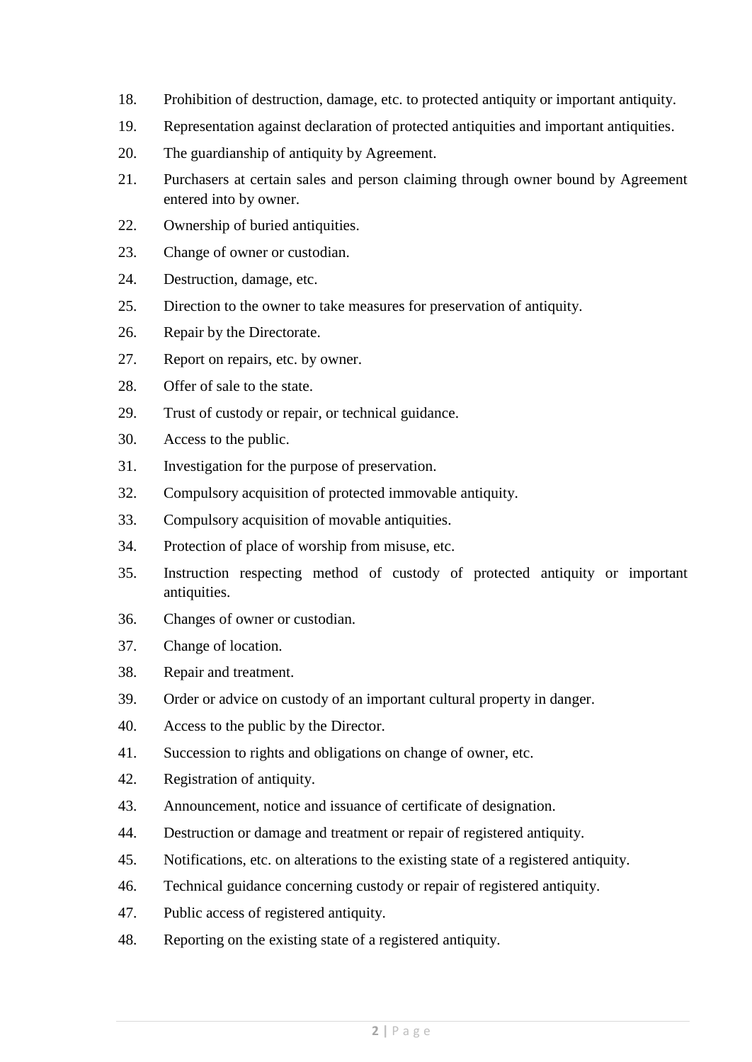18. Prohibition of destruction, damage, etc. to protected antiquity or important antiquity.
19. Representation against declaration of protected antiquities and important antiquities.
20. The guardianship of antiquity by Agreement.
21. Purchasers at certain sales and person claiming through owner bound by Agreement entered into by owner.
22. Ownership of buried antiquities.
23. Change of owner or custodian.
24. Destruction, damage, etc.
25. Direction to the owner to take measures for preservation of antiquity.
26. Repair by the Directorate.
27. Report on repairs, etc. by owner.
28. Offer of sale to the state.
29. Trust of custody or repair, or technical guidance.
30. Access to the public.
31. Investigation for the purpose of preservation.
32. Compulsory acquisition of protected immovable antiquity.
33. Compulsory acquisition of movable antiquities.
34. Protection of place of worship from misuse, etc.
35. Instruction respecting method of custody of protected antiquity or important antiquities.
36. Changes of owner or custodian.
37. Change of location.
38. Repair and treatment.
39. Order or advice on custody of an important cultural property in danger.
40. Access to the public by the Director.
41. Succession to rights and obligations on change of owner, etc.
42. Registration of antiquity.
43. Announcement, notice and issuance of certificate of designation.
44. Destruction or damage and treatment or repair of registered antiquity.
45. Notifications, etc. on alterations to the existing state of a registered antiquity.
46. Technical guidance concerning custody or repair of registered antiquity.
47. Public access of registered antiquity.
48. Reporting on the existing state of a registered antiquity.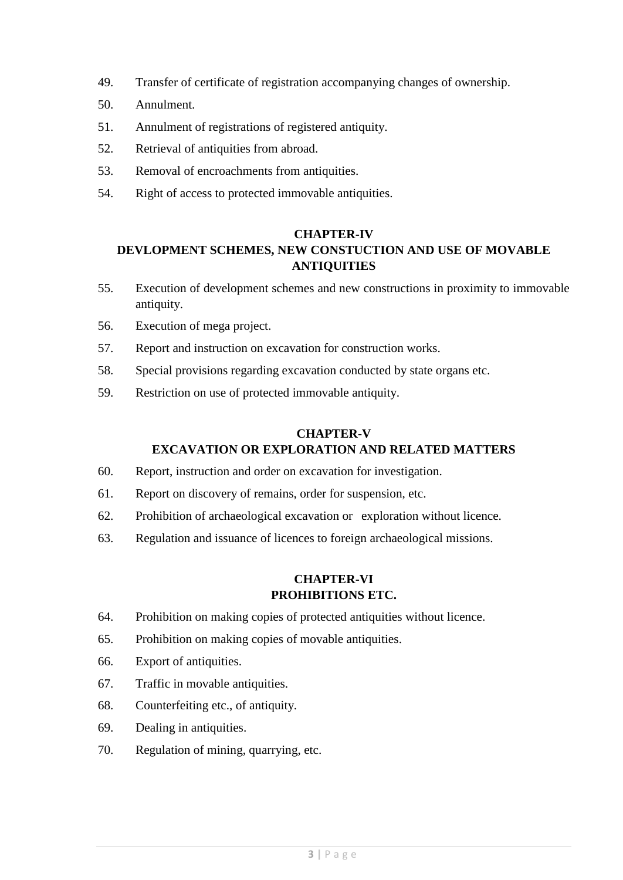49. Transfer of certificate of registration accompanying changes of ownership.

50. Annulment.

51. Annulment of registrations of registered antiquity.

52. Retrieval of antiquities from abroad.

53. Removal of encroachments from antiquities.

54. Right of access to protected immovable antiquities.

## CHAPTER-IV
## DEVLOPMENT SCHEMES, NEW CONSTUCTION AND USE OF MOVABLE ANTIQUITIES

55. Execution of development schemes and new constructions in proximity to immovable antiquity.

56. Execution of mega project.

57. Report and instruction on excavation for construction works.

58. Special provisions regarding excavation conducted by state organs etc.

59. Restriction on use of protected immovable antiquity.

## CHAPTER-V
## EXCAVATION OR EXPLORATION AND RELATED MATTERS

60. Report, instruction and order on excavation for investigation.

61. Report on discovery of remains, order for suspension, etc.

62. Prohibition of archaeological excavation or exploration without licence.

63. Regulation and issuance of licences to foreign archaeological missions.

## CHAPTER-VI
## PROHIBITIONS ETC.

64. Prohibition on making copies of protected antiquities without licence.

65. Prohibition on making copies of movable antiquities.

66. Export of antiquities.

67. Traffic in movable antiquities.

68. Counterfeiting etc., of antiquity.

69. Dealing in antiquities.

70. Regulation of mining, quarrying, etc.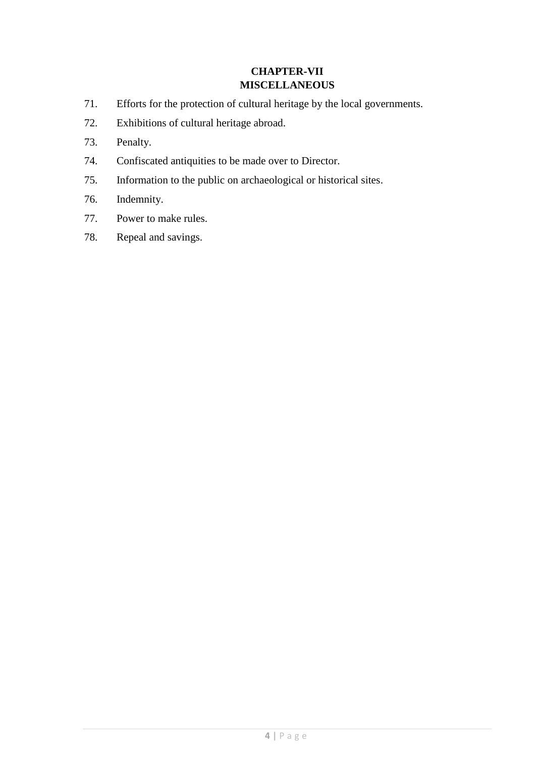## CHAPTER-VII
## MISCELLANEOUS

71. Efforts for the protection of cultural heritage by the local governments.
72. Exhibitions of cultural heritage abroad.
73. Penalty.
74. Confiscated antiquities to be made over to Director.
75. Information to the public on archaeological or historical sites.
76. Indemnity.
77. Power to make rules.
78. Repeal and savings.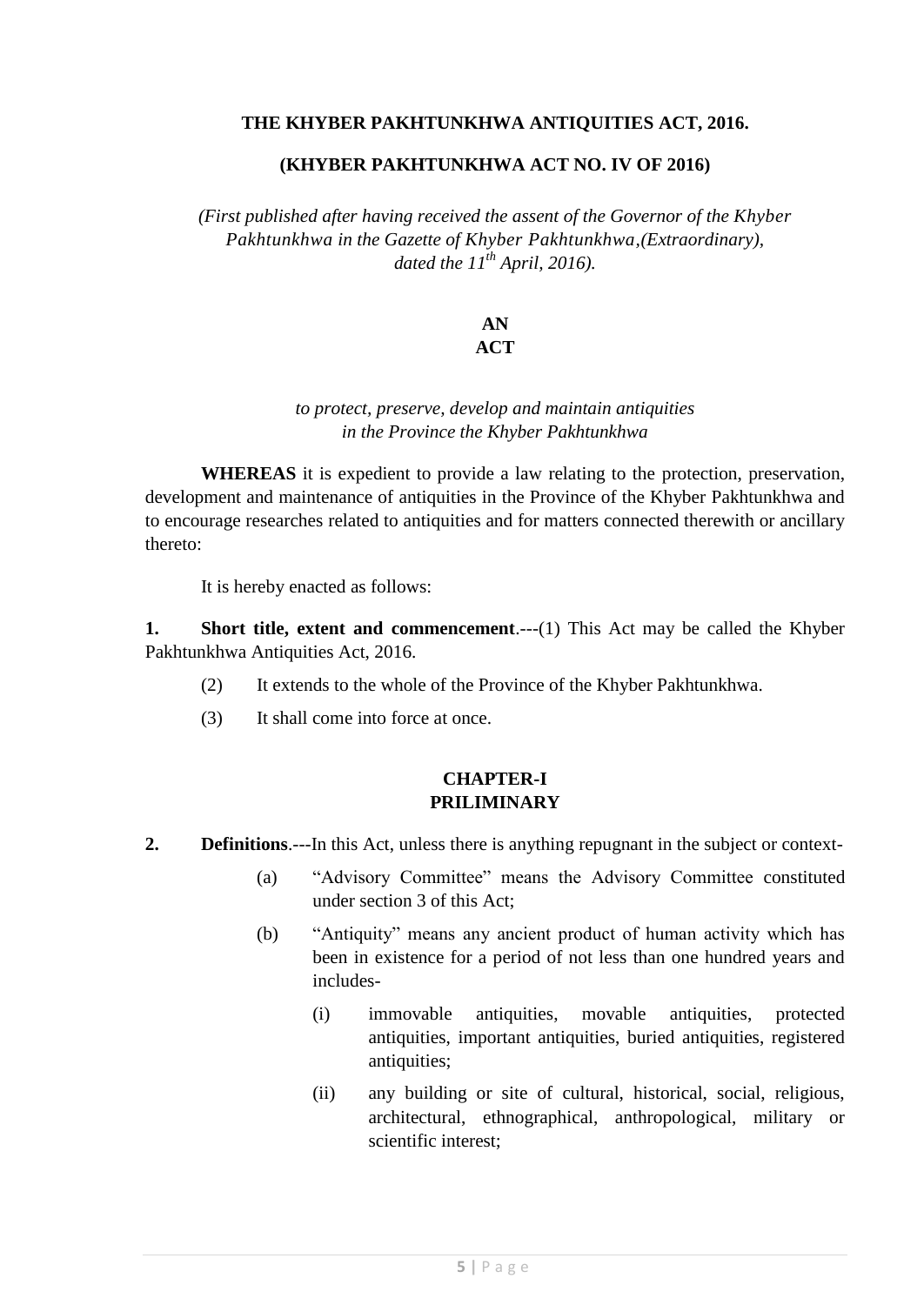# THE KHYBER PAKHTUNKHWA ANTIQUITIES ACT, 2016.

## (KHYBER PAKHTUNKHWA ACT NO. IV OF 2016)

*(First published after having received the assent of the Governor of the Khyber Pakhtunkhwa in the Gazette of Khyber Pakhtunkhwa,(Extraordinary), dated the 11th April, 2016).*

**AN**
**ACT**

*to protect, preserve, develop and maintain antiquities in the Province the Khyber Pakhtunkhwa*

**WHEREAS** it is expedient to provide a law relating to the protection, preservation, development and maintenance of antiquities in the Province of the Khyber Pakhtunkhwa and to encourage researches related to antiquities and for matters connected therewith or ancillary thereto:

It is hereby enacted as follows:

**1. Short title, extent and commencement**.---(1) This Act may be called the Khyber Pakhtunkhwa Antiquities Act, 2016.

(2) It extends to the whole of the Province of the Khyber Pakhtunkhwa.

(3) It shall come into force at once.

## CHAPTER-I
## PRILIMINARY

**2. Definitions**.---In this Act, unless there is anything repugnant in the subject or context-

(a) "Advisory Committee" means the Advisory Committee constituted under section 3 of this Act;

(b) "Antiquity" means any ancient product of human activity which has been in existence for a period of not less than one hundred years and includes-

(i) immovable antiquities, movable antiquities, protected antiquities, important antiquities, buried antiquities, registered antiquities;

(ii) any building or site of cultural, historical, social, religious, architectural, ethnographical, anthropological, military or scientific interest;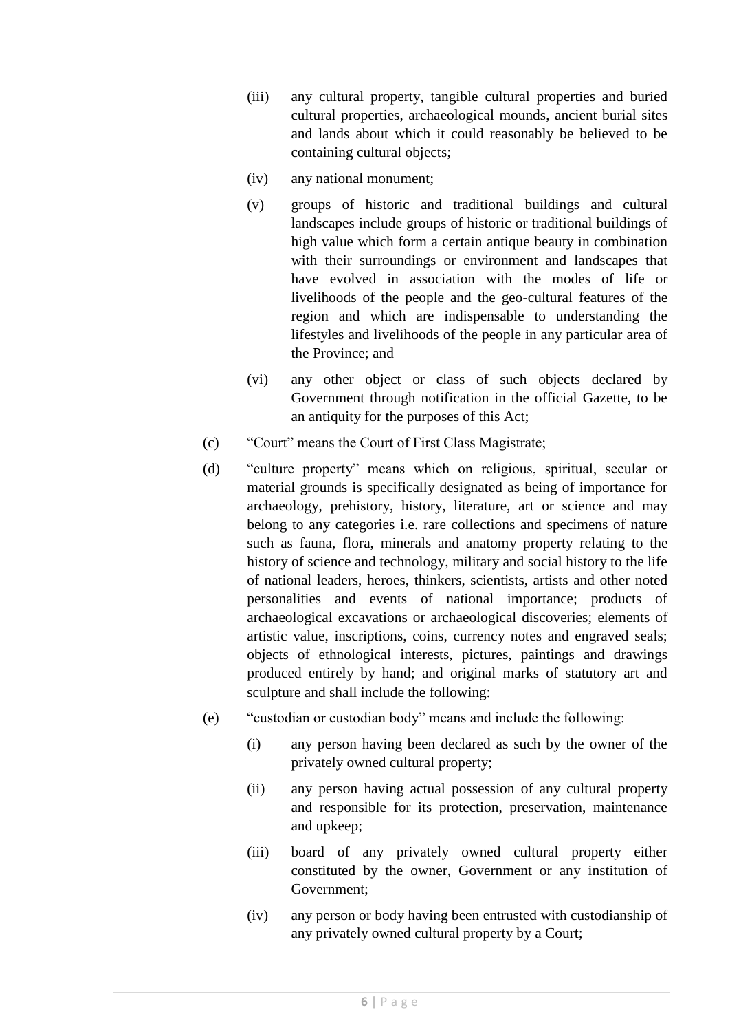(iii) any cultural property, tangible cultural properties and buried cultural properties, archaeological mounds, ancient burial sites and lands about which it could reasonably be believed to be containing cultural objects;

(iv) any national monument;

(v) groups of historic and traditional buildings and cultural landscapes include groups of historic or traditional buildings of high value which form a certain antique beauty in combination with their surroundings or environment and landscapes that have evolved in association with the modes of life or livelihoods of the people and the geo-cultural features of the region and which are indispensable to understanding the lifestyles and livelihoods of the people in any particular area of the Province; and

(vi) any other object or class of such objects declared by Government through notification in the official Gazette, to be an antiquity for the purposes of this Act;

(c) "Court" means the Court of First Class Magistrate;

(d) "culture property" means which on religious, spiritual, secular or material grounds is specifically designated as being of importance for archaeology, prehistory, history, literature, art or science and may belong to any categories i.e. rare collections and specimens of nature such as fauna, flora, minerals and anatomy property relating to the history of science and technology, military and social history to the life of national leaders, heroes, thinkers, scientists, artists and other noted personalities and events of national importance; products of archaeological excavations or archaeological discoveries; elements of artistic value, inscriptions, coins, currency notes and engraved seals; objects of ethnological interests, pictures, paintings and drawings produced entirely by hand; and original marks of statutory art and sculpture and shall include the following:

(e) "custodian or custodian body" means and include the following:

(i) any person having been declared as such by the owner of the privately owned cultural property;

(ii) any person having actual possession of any cultural property and responsible for its protection, preservation, maintenance and upkeep;

(iii) board of any privately owned cultural property either constituted by the owner, Government or any institution of Government;

(iv) any person or body having been entrusted with custodianship of any privately owned cultural property by a Court;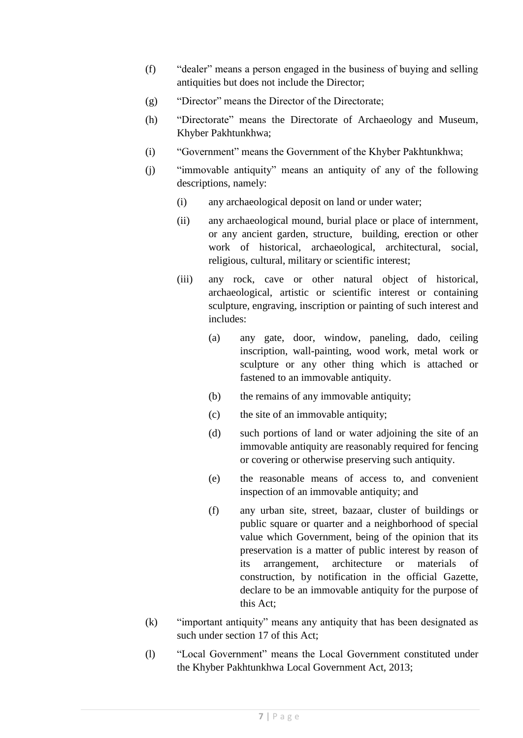(f) "dealer" means a person engaged in the business of buying and selling antiquities but does not include the Director;

(g) "Director" means the Director of the Directorate;

(h) "Directorate" means the Directorate of Archaeology and Museum, Khyber Pakhtunkhwa;

(i) "Government" means the Government of the Khyber Pakhtunkhwa;

(j) "immovable antiquity" means an antiquity of any of the following descriptions, namely:

   (i) any archaeological deposit on land or under water;

   (ii) any archaeological mound, burial place or place of internment, or any ancient garden, structure, building, erection or other work of historical, archaeological, architectural, social, religious, cultural, military or scientific interest;

   (iii) any rock, cave or other natural object of historical, archaeological, artistic or scientific interest or containing sculpture, engraving, inscription or painting of such interest and includes:

      (a) any gate, door, window, paneling, dado, ceiling inscription, wall-painting, wood work, metal work or sculpture or any other thing which is attached or fastened to an immovable antiquity.

      (b) the remains of any immovable antiquity;

      (c) the site of an immovable antiquity;

      (d) such portions of land or water adjoining the site of an immovable antiquity are reasonably required for fencing or covering or otherwise preserving such antiquity.

      (e) the reasonable means of access to, and convenient inspection of an immovable antiquity; and

      (f) any urban site, street, bazaar, cluster of buildings or public square or quarter and a neighborhood of special value which Government, being of the opinion that its preservation is a matter of public interest by reason of its arrangement, architecture or materials of construction, by notification in the official Gazette, declare to be an immovable antiquity for the purpose of this Act;

(k) "important antiquity" means any antiquity that has been designated as such under section 17 of this Act;

(l) "Local Government" means the Local Government constituted under the Khyber Pakhtunkhwa Local Government Act, 2013;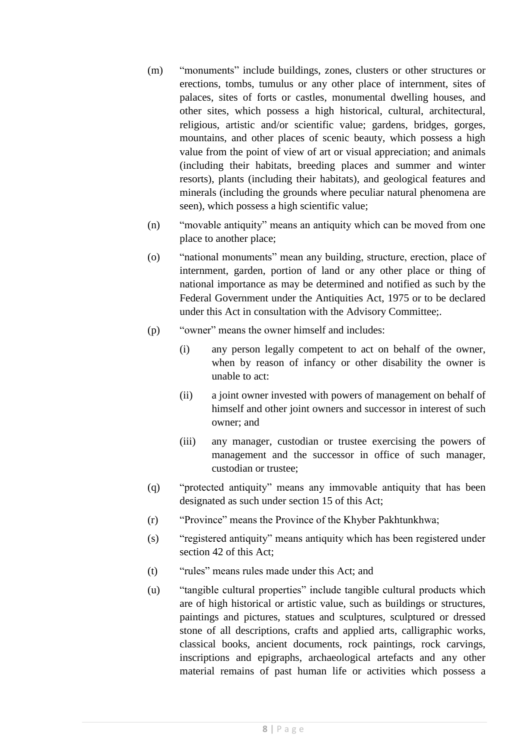(m) "monuments" include buildings, zones, clusters or other structures or erections, tombs, tumulus or any other place of internment, sites of palaces, sites of forts or castles, monumental dwelling houses, and other sites, which possess a high historical, cultural, architectural, religious, artistic and/or scientific value; gardens, bridges, gorges, mountains, and other places of scenic beauty, which possess a high value from the point of view of art or visual appreciation; and animals (including their habitats, breeding places and summer and winter resorts), plants (including their habitats), and geological features and minerals (including the grounds where peculiar natural phenomena are seen), which possess a high scientific value;

(n) "movable antiquity" means an antiquity which can be moved from one place to another place;

(o) "national monuments" mean any building, structure, erection, place of internment, garden, portion of land or any other place or thing of national importance as may be determined and notified as such by the Federal Government under the Antiquities Act, 1975 or to be declared under this Act in consultation with the Advisory Committee;.

(p) "owner" means the owner himself and includes:

   (i) any person legally competent to act on behalf of the owner, when by reason of infancy or other disability the owner is unable to act:

   (ii) a joint owner invested with powers of management on behalf of himself and other joint owners and successor in interest of such owner; and

   (iii) any manager, custodian or trustee exercising the powers of management and the successor in office of such manager, custodian or trustee;

(q) "protected antiquity" means any immovable antiquity that has been designated as such under section 15 of this Act;

(r) "Province" means the Province of the Khyber Pakhtunkhwa;

(s) "registered antiquity" means antiquity which has been registered under section 42 of this Act;

(t) "rules" means rules made under this Act; and

(u) "tangible cultural properties" include tangible cultural products which are of high historical or artistic value, such as buildings or structures, paintings and pictures, statues and sculptures, sculptured or dressed stone of all descriptions, crafts and applied arts, calligraphic works, classical books, ancient documents, rock paintings, rock carvings, inscriptions and epigraphs, archaeological artefacts and any other material remains of past human life or activities which possess a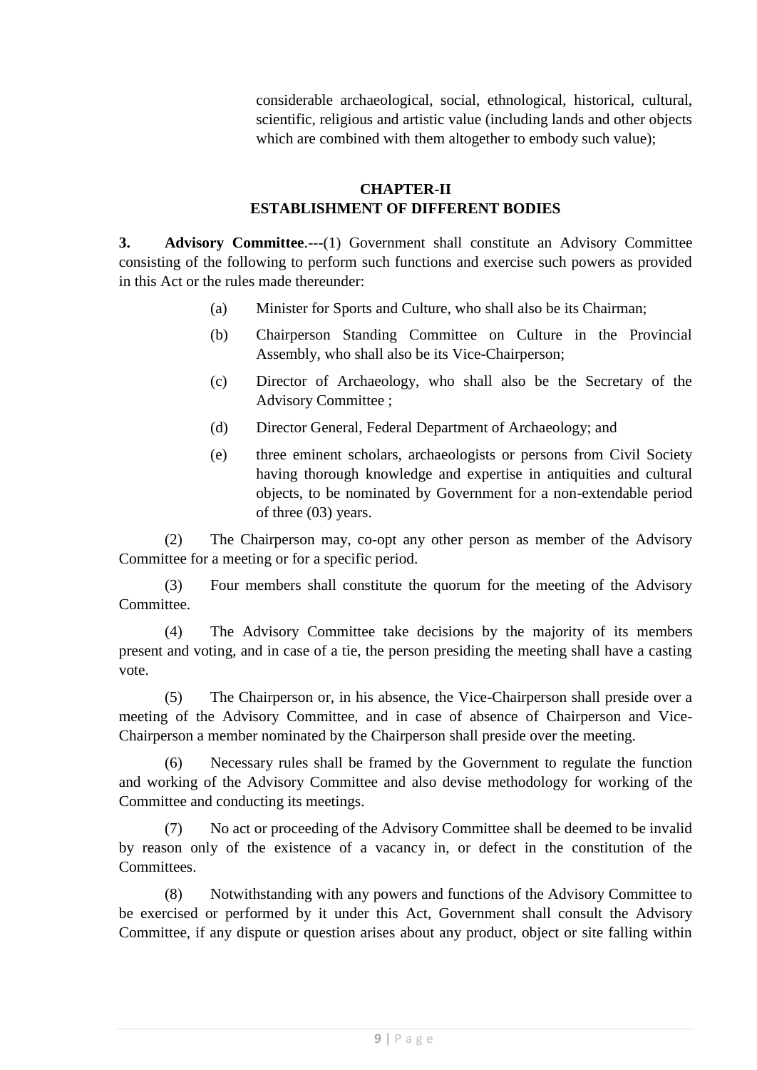considerable archaeological, social, ethnological, historical, cultural, scientific, religious and artistic value (including lands and other objects which are combined with them altogether to embody such value);

## CHAPTER-II
## ESTABLISHMENT OF DIFFERENT BODIES

**3. Advisory Committee**.---(1) Government shall constitute an Advisory Committee consisting of the following to perform such functions and exercise such powers as provided in this Act or the rules made thereunder:

(a) Minister for Sports and Culture, who shall also be its Chairman;

(b) Chairperson Standing Committee on Culture in the Provincial Assembly, who shall also be its Vice-Chairperson;

(c) Director of Archaeology, who shall also be the Secretary of the Advisory Committee ;

(d) Director General, Federal Department of Archaeology; and

(e) three eminent scholars, archaeologists or persons from Civil Society having thorough knowledge and expertise in antiquities and cultural objects, to be nominated by Government for a non-extendable period of three (03) years.

(2) The Chairperson may, co-opt any other person as member of the Advisory Committee for a meeting or for a specific period.

(3) Four members shall constitute the quorum for the meeting of the Advisory Committee.

(4) The Advisory Committee take decisions by the majority of its members present and voting, and in case of a tie, the person presiding the meeting shall have a casting vote.

(5) The Chairperson or, in his absence, the Vice-Chairperson shall preside over a meeting of the Advisory Committee, and in case of absence of Chairperson and Vice-Chairperson a member nominated by the Chairperson shall preside over the meeting.

(6) Necessary rules shall be framed by the Government to regulate the function and working of the Advisory Committee and also devise methodology for working of the Committee and conducting its meetings.

(7) No act or proceeding of the Advisory Committee shall be deemed to be invalid by reason only of the existence of a vacancy in, or defect in the constitution of the Committees.

(8) Notwithstanding with any powers and functions of the Advisory Committee to be exercised or performed by it under this Act, Government shall consult the Advisory Committee, if any dispute or question arises about any product, object or site falling within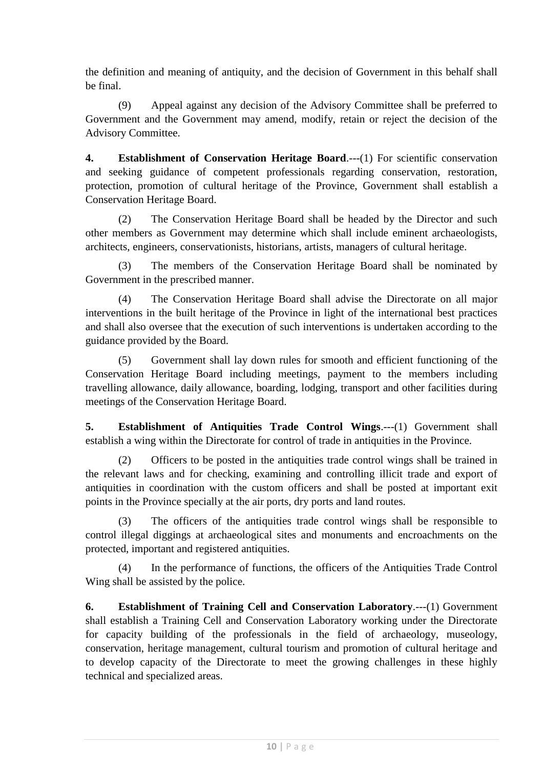the definition and meaning of antiquity, and the decision of Government in this behalf shall be final.

(9) Appeal against any decision of the Advisory Committee shall be preferred to Government and the Government may amend, modify, retain or reject the decision of the Advisory Committee.

**4. Establishment of Conservation Heritage Board**.---(1) For scientific conservation and seeking guidance of competent professionals regarding conservation, restoration, protection, promotion of cultural heritage of the Province, Government shall establish a Conservation Heritage Board.

(2) The Conservation Heritage Board shall be headed by the Director and such other members as Government may determine which shall include eminent archaeologists, architects, engineers, conservationists, historians, artists, managers of cultural heritage.

(3) The members of the Conservation Heritage Board shall be nominated by Government in the prescribed manner.

(4) The Conservation Heritage Board shall advise the Directorate on all major interventions in the built heritage of the Province in light of the international best practices and shall also oversee that the execution of such interventions is undertaken according to the guidance provided by the Board.

(5) Government shall lay down rules for smooth and efficient functioning of the Conservation Heritage Board including meetings, payment to the members including travelling allowance, daily allowance, boarding, lodging, transport and other facilities during meetings of the Conservation Heritage Board.

**5. Establishment of Antiquities Trade Control Wings**.---(1) Government shall establish a wing within the Directorate for control of trade in antiquities in the Province.

(2) Officers to be posted in the antiquities trade control wings shall be trained in the relevant laws and for checking, examining and controlling illicit trade and export of antiquities in coordination with the custom officers and shall be posted at important exit points in the Province specially at the air ports, dry ports and land routes.

(3) The officers of the antiquities trade control wings shall be responsible to control illegal diggings at archaeological sites and monuments and encroachments on the protected, important and registered antiquities.

(4) In the performance of functions, the officers of the Antiquities Trade Control Wing shall be assisted by the police.

**6. Establishment of Training Cell and Conservation Laboratory**.---(1) Government shall establish a Training Cell and Conservation Laboratory working under the Directorate for capacity building of the professionals in the field of archaeology, museology, conservation, heritage management, cultural tourism and promotion of cultural heritage and to develop capacity of the Directorate to meet the growing challenges in these highly technical and specialized areas.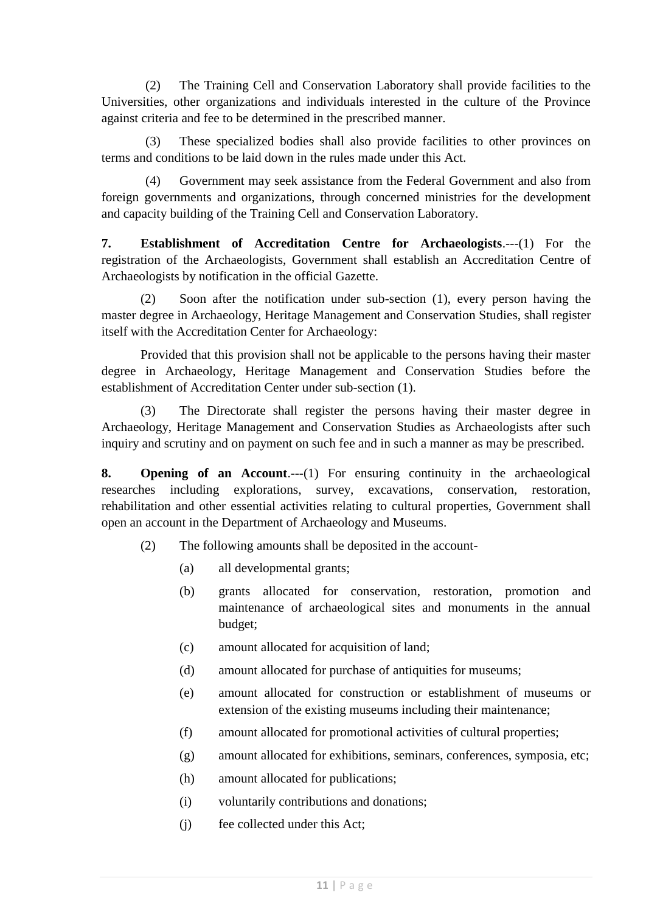(2) The Training Cell and Conservation Laboratory shall provide facilities to the Universities, other organizations and individuals interested in the culture of the Province against criteria and fee to be determined in the prescribed manner.

(3) These specialized bodies shall also provide facilities to other provinces on terms and conditions to be laid down in the rules made under this Act.

(4) Government may seek assistance from the Federal Government and also from foreign governments and organizations, through concerned ministries for the development and capacity building of the Training Cell and Conservation Laboratory.

**7. Establishment of Accreditation Centre for Archaeologists**.---(1) For the registration of the Archaeologists, Government shall establish an Accreditation Centre of Archaeologists by notification in the official Gazette.

(2) Soon after the notification under sub-section (1), every person having the master degree in Archaeology, Heritage Management and Conservation Studies, shall register itself with the Accreditation Center for Archaeology:

Provided that this provision shall not be applicable to the persons having their master degree in Archaeology, Heritage Management and Conservation Studies before the establishment of Accreditation Center under sub-section (1).

(3) The Directorate shall register the persons having their master degree in Archaeology, Heritage Management and Conservation Studies as Archaeologists after such inquiry and scrutiny and on payment on such fee and in such a manner as may be prescribed.

**8. Opening of an Account**.---(1) For ensuring continuity in the archaeological researches including explorations, survey, excavations, conservation, restoration, rehabilitation and other essential activities relating to cultural properties, Government shall open an account in the Department of Archaeology and Museums.

(2) The following amounts shall be deposited in the account-

- (a) all developmental grants;
- (b) grants allocated for conservation, restoration, promotion and maintenance of archaeological sites and monuments in the annual budget;
- (c) amount allocated for acquisition of land;
- (d) amount allocated for purchase of antiquities for museums;
- (e) amount allocated for construction or establishment of museums or extension of the existing museums including their maintenance;
- (f) amount allocated for promotional activities of cultural properties;
- (g) amount allocated for exhibitions, seminars, conferences, symposia, etc;
- (h) amount allocated for publications;
- (i) voluntarily contributions and donations;
- (j) fee collected under this Act;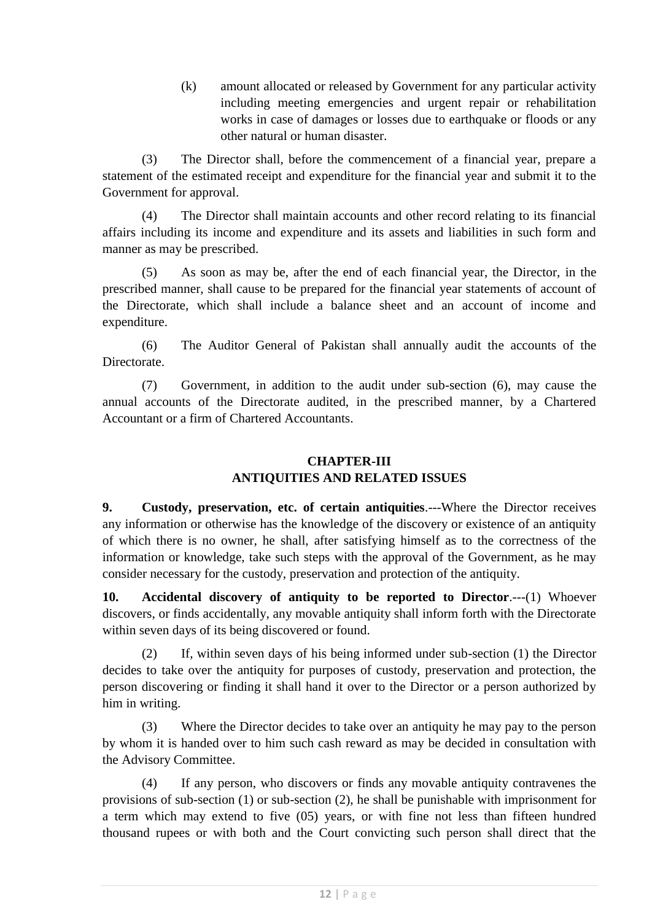(k) amount allocated or released by Government for any particular activity including meeting emergencies and urgent repair or rehabilitation works in case of damages or losses due to earthquake or floods or any other natural or human disaster.

(3) The Director shall, before the commencement of a financial year, prepare a statement of the estimated receipt and expenditure for the financial year and submit it to the Government for approval.

(4) The Director shall maintain accounts and other record relating to its financial affairs including its income and expenditure and its assets and liabilities in such form and manner as may be prescribed.

(5) As soon as may be, after the end of each financial year, the Director, in the prescribed manner, shall cause to be prepared for the financial year statements of account of the Directorate, which shall include a balance sheet and an account of income and expenditure.

(6) The Auditor General of Pakistan shall annually audit the accounts of the Directorate.

(7) Government, in addition to the audit under sub-section (6), may cause the annual accounts of the Directorate audited, in the prescribed manner, by a Chartered Accountant or a firm of Chartered Accountants.

## CHAPTER-III
## ANTIQUITIES AND RELATED ISSUES

**9. Custody, preservation, etc. of certain antiquities**.---Where the Director receives any information or otherwise has the knowledge of the discovery or existence of an antiquity of which there is no owner, he shall, after satisfying himself as to the correctness of the information or knowledge, take such steps with the approval of the Government, as he may consider necessary for the custody, preservation and protection of the antiquity.

**10. Accidental discovery of antiquity to be reported to Director**.---(1) Whoever discovers, or finds accidentally, any movable antiquity shall inform forth with the Directorate within seven days of its being discovered or found.

(2) If, within seven days of his being informed under sub-section (1) the Director decides to take over the antiquity for purposes of custody, preservation and protection, the person discovering or finding it shall hand it over to the Director or a person authorized by him in writing.

(3) Where the Director decides to take over an antiquity he may pay to the person by whom it is handed over to him such cash reward as may be decided in consultation with the Advisory Committee.

(4) If any person, who discovers or finds any movable antiquity contravenes the provisions of sub-section (1) or sub-section (2), he shall be punishable with imprisonment for a term which may extend to five (05) years, or with fine not less than fifteen hundred thousand rupees or with both and the Court convicting such person shall direct that the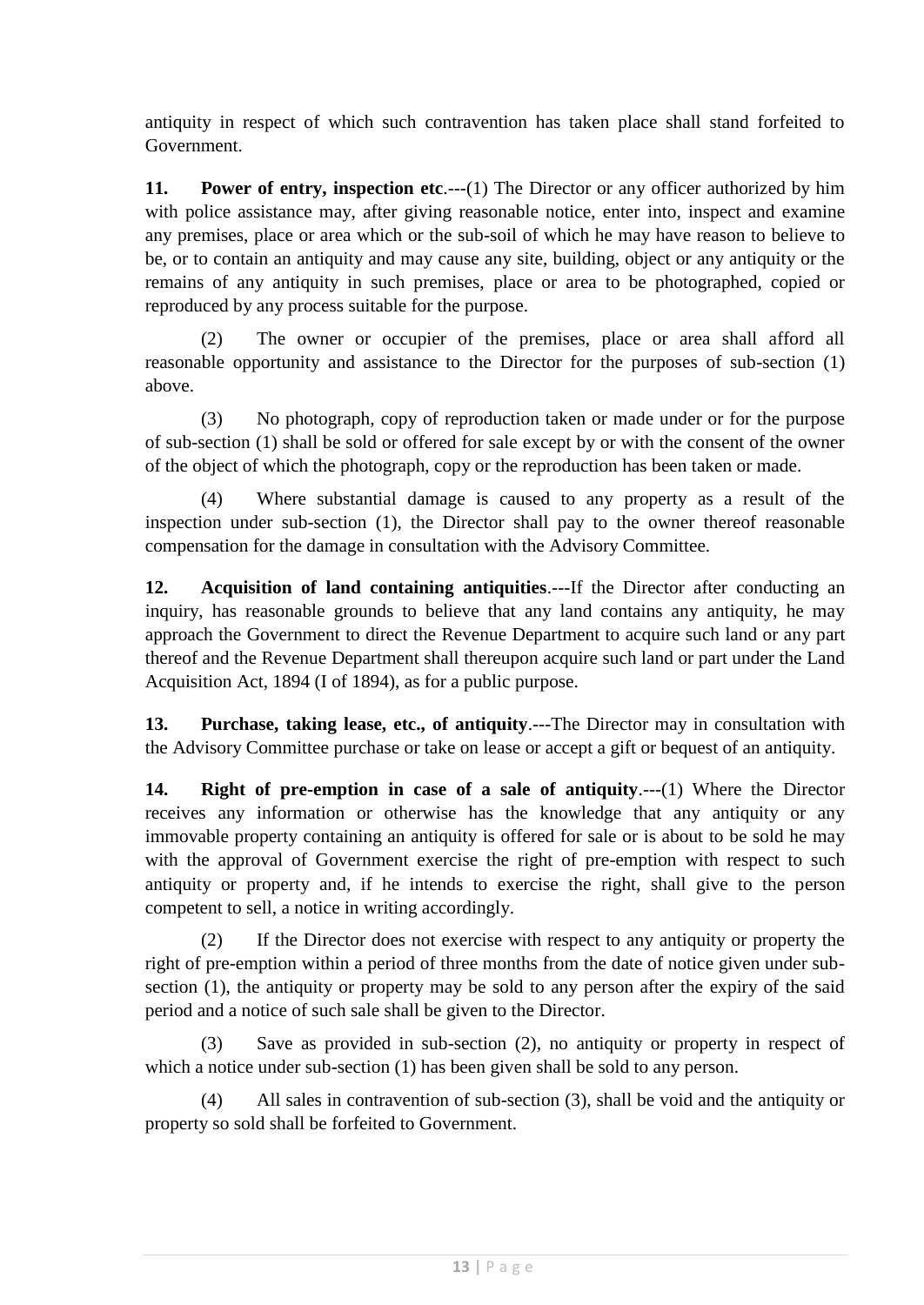antiquity in respect of which such contravention has taken place shall stand forfeited to Government.

**11. Power of entry, inspection etc**.---(1) The Director or any officer authorized by him with police assistance may, after giving reasonable notice, enter into, inspect and examine any premises, place or area which or the sub-soil of which he may have reason to believe to be, or to contain an antiquity and may cause any site, building, object or any antiquity or the remains of any antiquity in such premises, place or area to be photographed, copied or reproduced by any process suitable for the purpose.

(2) The owner or occupier of the premises, place or area shall afford all reasonable opportunity and assistance to the Director for the purposes of sub-section (1) above.

(3) No photograph, copy of reproduction taken or made under or for the purpose of sub-section (1) shall be sold or offered for sale except by or with the consent of the owner of the object of which the photograph, copy or the reproduction has been taken or made.

(4) Where substantial damage is caused to any property as a result of the inspection under sub-section (1), the Director shall pay to the owner thereof reasonable compensation for the damage in consultation with the Advisory Committee.

**12. Acquisition of land containing antiquities**.---If the Director after conducting an inquiry, has reasonable grounds to believe that any land contains any antiquity, he may approach the Government to direct the Revenue Department to acquire such land or any part thereof and the Revenue Department shall thereupon acquire such land or part under the Land Acquisition Act, 1894 (I of 1894), as for a public purpose.

**13. Purchase, taking lease, etc., of antiquity**.---The Director may in consultation with the Advisory Committee purchase or take on lease or accept a gift or bequest of an antiquity.

**14. Right of pre-emption in case of a sale of antiquity**.---(1) Where the Director receives any information or otherwise has the knowledge that any antiquity or any immovable property containing an antiquity is offered for sale or is about to be sold he may with the approval of Government exercise the right of pre-emption with respect to such antiquity or property and, if he intends to exercise the right, shall give to the person competent to sell, a notice in writing accordingly.

(2) If the Director does not exercise with respect to any antiquity or property the right of pre-emption within a period of three months from the date of notice given under sub-section (1), the antiquity or property may be sold to any person after the expiry of the said period and a notice of such sale shall be given to the Director.

(3) Save as provided in sub-section (2), no antiquity or property in respect of which a notice under sub-section (1) has been given shall be sold to any person.

(4) All sales in contravention of sub-section (3), shall be void and the antiquity or property so sold shall be forfeited to Government.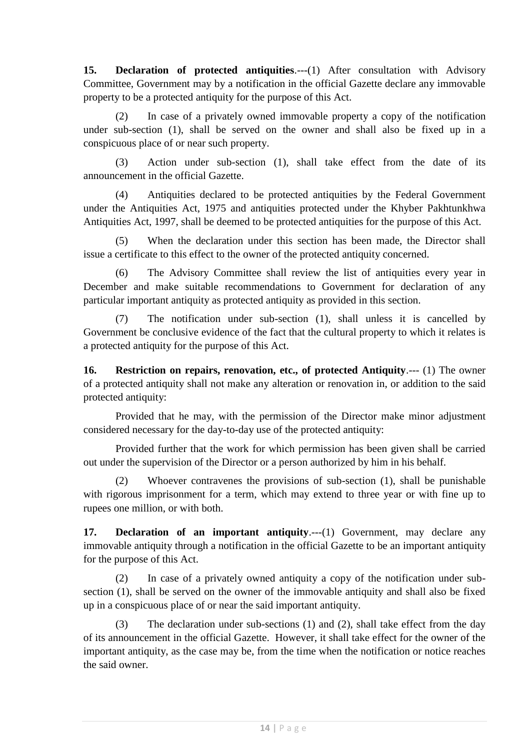**15. Declaration of protected antiquities**.---(1) After consultation with Advisory Committee, Government may by a notification in the official Gazette declare any immovable property to be a protected antiquity for the purpose of this Act.

(2) In case of a privately owned immovable property a copy of the notification under sub-section (1), shall be served on the owner and shall also be fixed up in a conspicuous place of or near such property.

(3) Action under sub-section (1), shall take effect from the date of its announcement in the official Gazette.

(4) Antiquities declared to be protected antiquities by the Federal Government under the Antiquities Act, 1975 and antiquities protected under the Khyber Pakhtunkhwa Antiquities Act, 1997, shall be deemed to be protected antiquities for the purpose of this Act.

(5) When the declaration under this section has been made, the Director shall issue a certificate to this effect to the owner of the protected antiquity concerned.

(6) The Advisory Committee shall review the list of antiquities every year in December and make suitable recommendations to Government for declaration of any particular important antiquity as protected antiquity as provided in this section.

(7) The notification under sub-section (1), shall unless it is cancelled by Government be conclusive evidence of the fact that the cultural property to which it relates is a protected antiquity for the purpose of this Act.

**16. Restriction on repairs, renovation, etc., of protected Antiquity**.--- (1) The owner of a protected antiquity shall not make any alteration or renovation in, or addition to the said protected antiquity:

Provided that he may, with the permission of the Director make minor adjustment considered necessary for the day-to-day use of the protected antiquity:

Provided further that the work for which permission has been given shall be carried out under the supervision of the Director or a person authorized by him in his behalf.

(2) Whoever contravenes the provisions of sub-section (1), shall be punishable with rigorous imprisonment for a term, which may extend to three year or with fine up to rupees one million, or with both.

**17. Declaration of an important antiquity**.---(1) Government, may declare any immovable antiquity through a notification in the official Gazette to be an important antiquity for the purpose of this Act.

(2) In case of a privately owned antiquity a copy of the notification under sub-section (1), shall be served on the owner of the immovable antiquity and shall also be fixed up in a conspicuous place of or near the said important antiquity.

(3) The declaration under sub-sections (1) and (2), shall take effect from the day of its announcement in the official Gazette. However, it shall take effect for the owner of the important antiquity, as the case may be, from the time when the notification or notice reaches the said owner.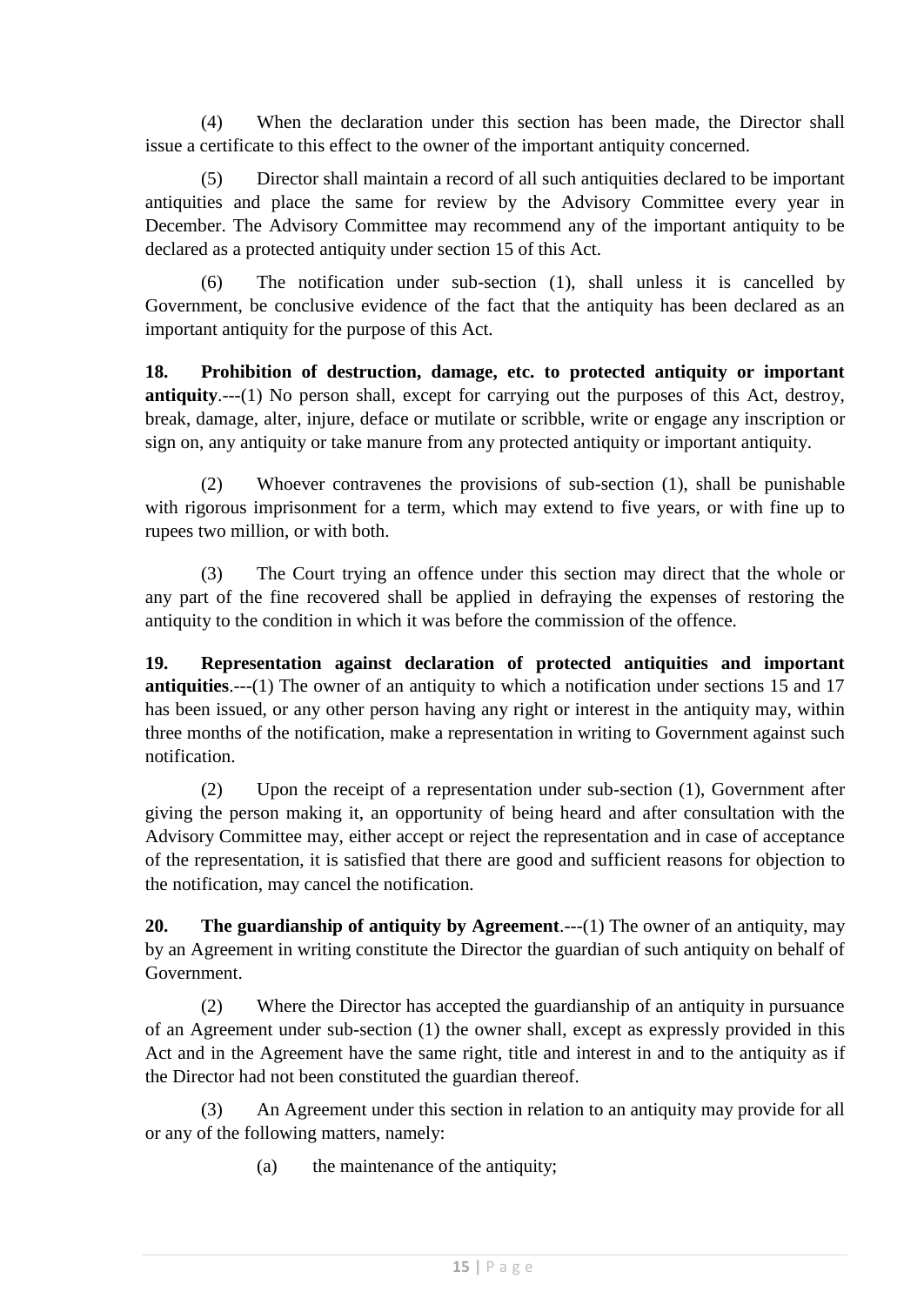(4) When the declaration under this section has been made, the Director shall issue a certificate to this effect to the owner of the important antiquity concerned.

(5) Director shall maintain a record of all such antiquities declared to be important antiquities and place the same for review by the Advisory Committee every year in December. The Advisory Committee may recommend any of the important antiquity to be declared as a protected antiquity under section 15 of this Act.

(6) The notification under sub-section (1), shall unless it is cancelled by Government, be conclusive evidence of the fact that the antiquity has been declared as an important antiquity for the purpose of this Act.

**18. Prohibition of destruction, damage, etc. to protected antiquity or important antiquity**.---(1) No person shall, except for carrying out the purposes of this Act, destroy, break, damage, alter, injure, deface or mutilate or scribble, write or engage any inscription or sign on, any antiquity or take manure from any protected antiquity or important antiquity.

(2) Whoever contravenes the provisions of sub-section (1), shall be punishable with rigorous imprisonment for a term, which may extend to five years, or with fine up to rupees two million, or with both.

(3) The Court trying an offence under this section may direct that the whole or any part of the fine recovered shall be applied in defraying the expenses of restoring the antiquity to the condition in which it was before the commission of the offence.

**19. Representation against declaration of protected antiquities and important antiquities**.---(1) The owner of an antiquity to which a notification under sections 15 and 17 has been issued, or any other person having any right or interest in the antiquity may, within three months of the notification, make a representation in writing to Government against such notification.

(2) Upon the receipt of a representation under sub-section (1), Government after giving the person making it, an opportunity of being heard and after consultation with the Advisory Committee may, either accept or reject the representation and in case of acceptance of the representation, it is satisfied that there are good and sufficient reasons for objection to the notification, may cancel the notification.

**20. The guardianship of antiquity by Agreement**.---(1) The owner of an antiquity, may by an Agreement in writing constitute the Director the guardian of such antiquity on behalf of Government.

(2) Where the Director has accepted the guardianship of an antiquity in pursuance of an Agreement under sub-section (1) the owner shall, except as expressly provided in this Act and in the Agreement have the same right, title and interest in and to the antiquity as if the Director had not been constituted the guardian thereof.

(3) An Agreement under this section in relation to an antiquity may provide for all or any of the following matters, namely:

(a) the maintenance of the antiquity;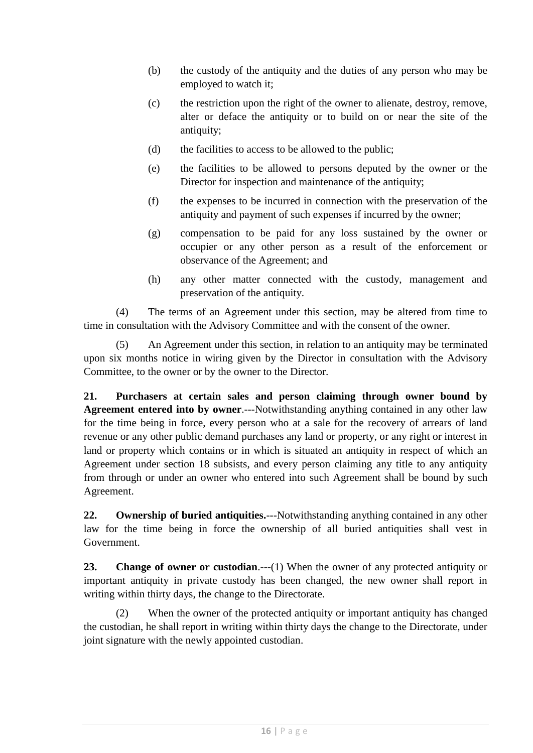(b) the custody of the antiquity and the duties of any person who may be employed to watch it;

(c) the restriction upon the right of the owner to alienate, destroy, remove, alter or deface the antiquity or to build on or near the site of the antiquity;

(d) the facilities to access to be allowed to the public;

(e) the facilities to be allowed to persons deputed by the owner or the Director for inspection and maintenance of the antiquity;

(f) the expenses to be incurred in connection with the preservation of the antiquity and payment of such expenses if incurred by the owner;

(g) compensation to be paid for any loss sustained by the owner or occupier or any other person as a result of the enforcement or observance of the Agreement; and

(h) any other matter connected with the custody, management and preservation of the antiquity.

(4) The terms of an Agreement under this section, may be altered from time to time in consultation with the Advisory Committee and with the consent of the owner.

(5) An Agreement under this section, in relation to an antiquity may be terminated upon six months notice in wiring given by the Director in consultation with the Advisory Committee, to the owner or by the owner to the Director.

**21. Purchasers at certain sales and person claiming through owner bound by Agreement entered into by owner**.---Notwithstanding anything contained in any other law for the time being in force, every person who at a sale for the recovery of arrears of land revenue or any other public demand purchases any land or property, or any right or interest in land or property which contains or in which is situated an antiquity in respect of which an Agreement under section 18 subsists, and every person claiming any title to any antiquity from through or under an owner who entered into such Agreement shall be bound by such Agreement.

**22. Ownership of buried antiquities.**---Notwithstanding anything contained in any other law for the time being in force the ownership of all buried antiquities shall vest in Government.

**23. Change of owner or custodian**.---(1) When the owner of any protected antiquity or important antiquity in private custody has been changed, the new owner shall report in writing within thirty days, the change to the Directorate.

(2) When the owner of the protected antiquity or important antiquity has changed the custodian, he shall report in writing within thirty days the change to the Directorate, under joint signature with the newly appointed custodian.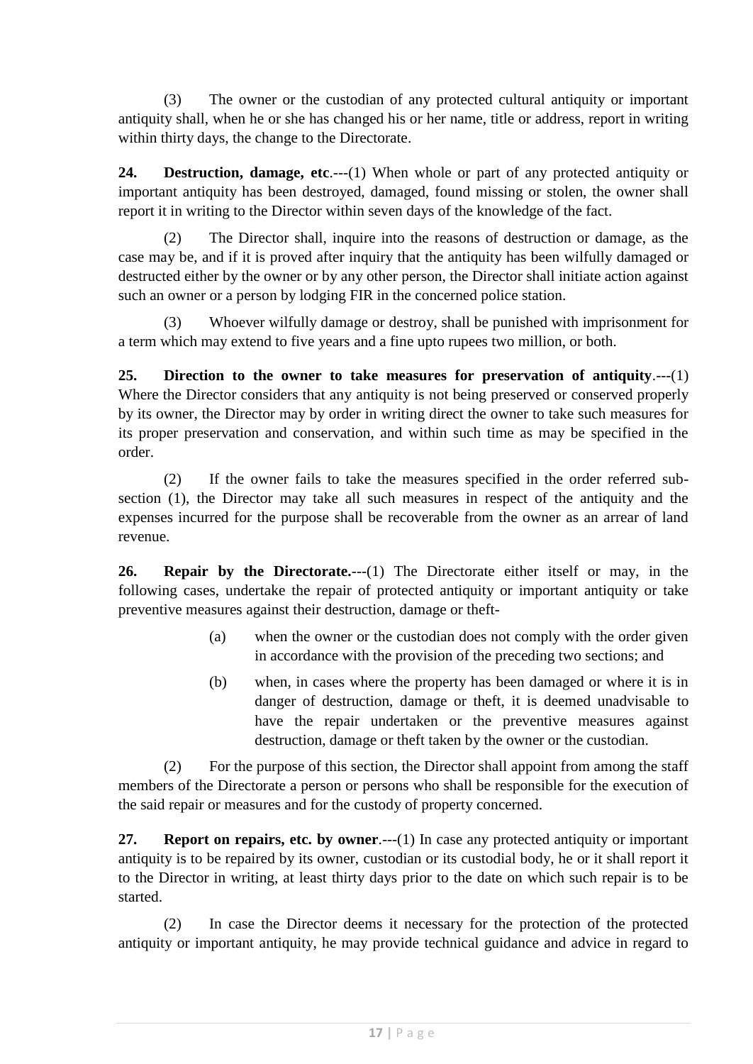(3) The owner or the custodian of any protected cultural antiquity or important antiquity shall, when he or she has changed his or her name, title or address, report in writing within thirty days, the change to the Directorate.

**24. Destruction, damage, etc**.---(1) When whole or part of any protected antiquity or important antiquity has been destroyed, damaged, found missing or stolen, the owner shall report it in writing to the Director within seven days of the knowledge of the fact.

(2) The Director shall, inquire into the reasons of destruction or damage, as the case may be, and if it is proved after inquiry that the antiquity has been wilfully damaged or destructed either by the owner or by any other person, the Director shall initiate action against such an owner or a person by lodging FIR in the concerned police station.

(3) Whoever wilfully damage or destroy, shall be punished with imprisonment for a term which may extend to five years and a fine upto rupees two million, or both.

**25. Direction to the owner to take measures for preservation of antiquity**.---(1) Where the Director considers that any antiquity is not being preserved or conserved properly by its owner, the Director may by order in writing direct the owner to take such measures for its proper preservation and conservation, and within such time as may be specified in the order.

(2) If the owner fails to take the measures specified in the order referred sub-section (1), the Director may take all such measures in respect of the antiquity and the expenses incurred for the purpose shall be recoverable from the owner as an arrear of land revenue.

**26. Repair by the Directorate.**---(1) The Directorate either itself or may, in the following cases, undertake the repair of protected antiquity or important antiquity or take preventive measures against their destruction, damage or theft-

(a) when the owner or the custodian does not comply with the order given in accordance with the provision of the preceding two sections; and

(b) when, in cases where the property has been damaged or where it is in danger of destruction, damage or theft, it is deemed unadvisable to have the repair undertaken or the preventive measures against destruction, damage or theft taken by the owner or the custodian.

(2) For the purpose of this section, the Director shall appoint from among the staff members of the Directorate a person or persons who shall be responsible for the execution of the said repair or measures and for the custody of property concerned.

**27. Report on repairs, etc. by owner**.---(1) In case any protected antiquity or important antiquity is to be repaired by its owner, custodian or its custodial body, he or it shall report it to the Director in writing, at least thirty days prior to the date on which such repair is to be started.

(2) In case the Director deems it necessary for the protection of the protected antiquity or important antiquity, he may provide technical guidance and advice in regard to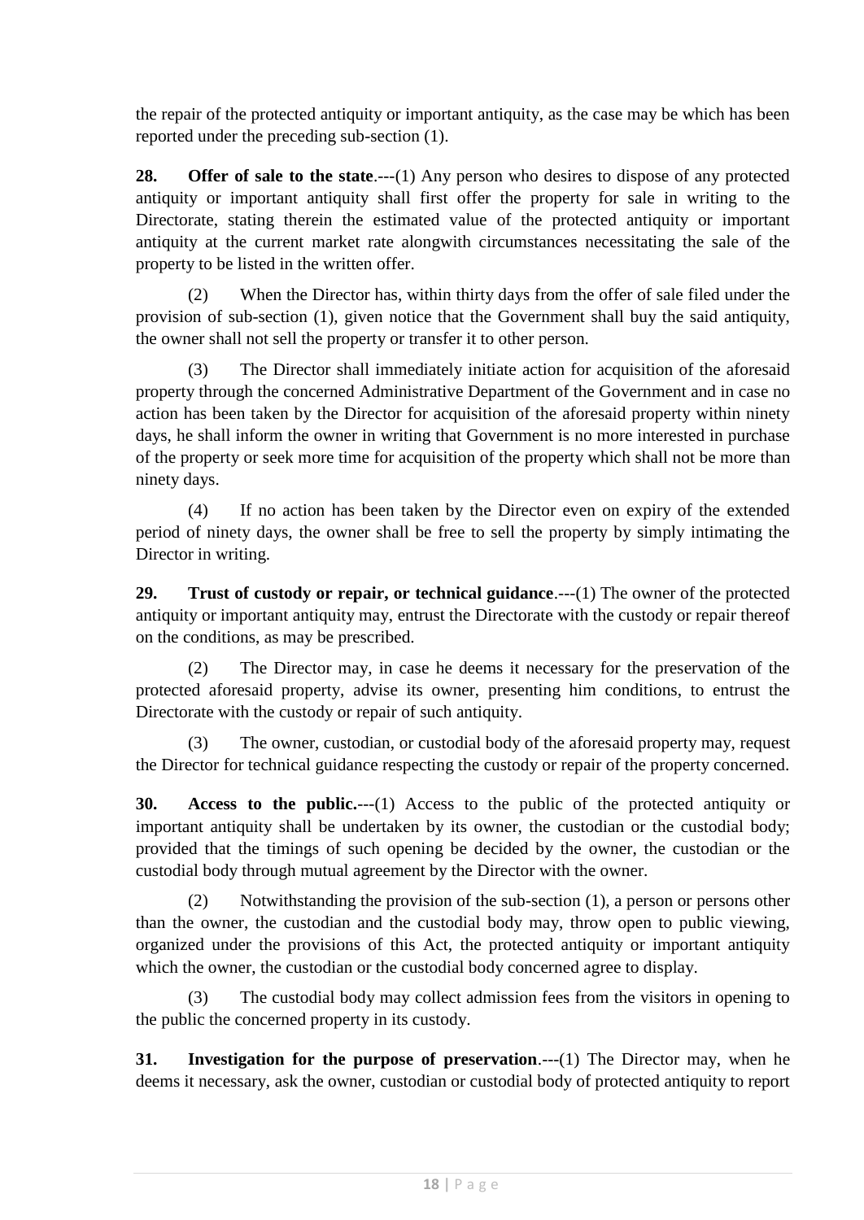the repair of the protected antiquity or important antiquity, as the case may be which has been reported under the preceding sub-section (1).

**28. Offer of sale to the state**.---(1) Any person who desires to dispose of any protected antiquity or important antiquity shall first offer the property for sale in writing to the Directorate, stating therein the estimated value of the protected antiquity or important antiquity at the current market rate alongwith circumstances necessitating the sale of the property to be listed in the written offer.

(2) When the Director has, within thirty days from the offer of sale filed under the provision of sub-section (1), given notice that the Government shall buy the said antiquity, the owner shall not sell the property or transfer it to other person.

(3) The Director shall immediately initiate action for acquisition of the aforesaid property through the concerned Administrative Department of the Government and in case no action has been taken by the Director for acquisition of the aforesaid property within ninety days, he shall inform the owner in writing that Government is no more interested in purchase of the property or seek more time for acquisition of the property which shall not be more than ninety days.

(4) If no action has been taken by the Director even on expiry of the extended period of ninety days, the owner shall be free to sell the property by simply intimating the Director in writing.

**29. Trust of custody or repair, or technical guidance**.---(1) The owner of the protected antiquity or important antiquity may, entrust the Directorate with the custody or repair thereof on the conditions, as may be prescribed.

(2) The Director may, in case he deems it necessary for the preservation of the protected aforesaid property, advise its owner, presenting him conditions, to entrust the Directorate with the custody or repair of such antiquity.

(3) The owner, custodian, or custodial body of the aforesaid property may, request the Director for technical guidance respecting the custody or repair of the property concerned.

**30. Access to the public.**---(1) Access to the public of the protected antiquity or important antiquity shall be undertaken by its owner, the custodian or the custodial body; provided that the timings of such opening be decided by the owner, the custodian or the custodial body through mutual agreement by the Director with the owner.

(2) Notwithstanding the provision of the sub-section (1), a person or persons other than the owner, the custodian and the custodial body may, throw open to public viewing, organized under the provisions of this Act, the protected antiquity or important antiquity which the owner, the custodian or the custodial body concerned agree to display.

(3) The custodial body may collect admission fees from the visitors in opening to the public the concerned property in its custody.

**31. Investigation for the purpose of preservation**.---(1) The Director may, when he deems it necessary, ask the owner, custodian or custodial body of protected antiquity to report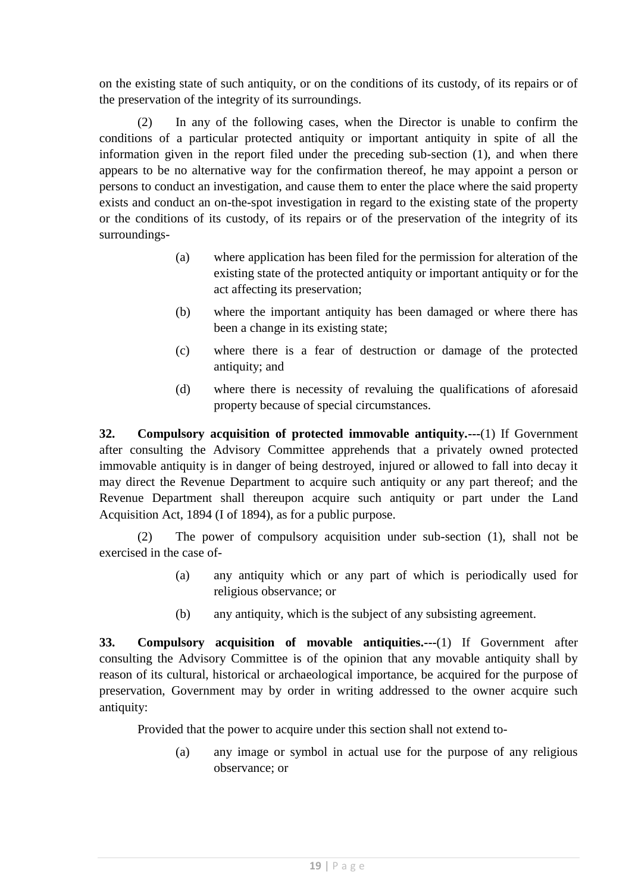on the existing state of such antiquity, or on the conditions of its custody, of its repairs or of the preservation of the integrity of its surroundings.

(2) In any of the following cases, when the Director is unable to confirm the conditions of a particular protected antiquity or important antiquity in spite of all the information given in the report filed under the preceding sub-section (1), and when there appears to be no alternative way for the confirmation thereof, he may appoint a person or persons to conduct an investigation, and cause them to enter the place where the said property exists and conduct an on-the-spot investigation in regard to the existing state of the property or the conditions of its custody, of its repairs or of the preservation of the integrity of its surroundings-

(a) where application has been filed for the permission for alteration of the existing state of the protected antiquity or important antiquity or for the act affecting its preservation;

(b) where the important antiquity has been damaged or where there has been a change in its existing state;

(c) where there is a fear of destruction or damage of the protected antiquity; and

(d) where there is necessity of revaluing the qualifications of aforesaid property because of special circumstances.

**32. Compulsory acquisition of protected immovable antiquity.---**(1) If Government after consulting the Advisory Committee apprehends that a privately owned protected immovable antiquity is in danger of being destroyed, injured or allowed to fall into decay it may direct the Revenue Department to acquire such antiquity or any part thereof; and the Revenue Department shall thereupon acquire such antiquity or part under the Land Acquisition Act, 1894 (I of 1894), as for a public purpose.

(2) The power of compulsory acquisition under sub-section (1), shall not be exercised in the case of-

(a) any antiquity which or any part of which is periodically used for religious observance; or

(b) any antiquity, which is the subject of any subsisting agreement.

**33. Compulsory acquisition of movable antiquities.---**(1) If Government after consulting the Advisory Committee is of the opinion that any movable antiquity shall by reason of its cultural, historical or archaeological importance, be acquired for the purpose of preservation, Government may by order in writing addressed to the owner acquire such antiquity:

Provided that the power to acquire under this section shall not extend to-

(a) any image or symbol in actual use for the purpose of any religious observance; or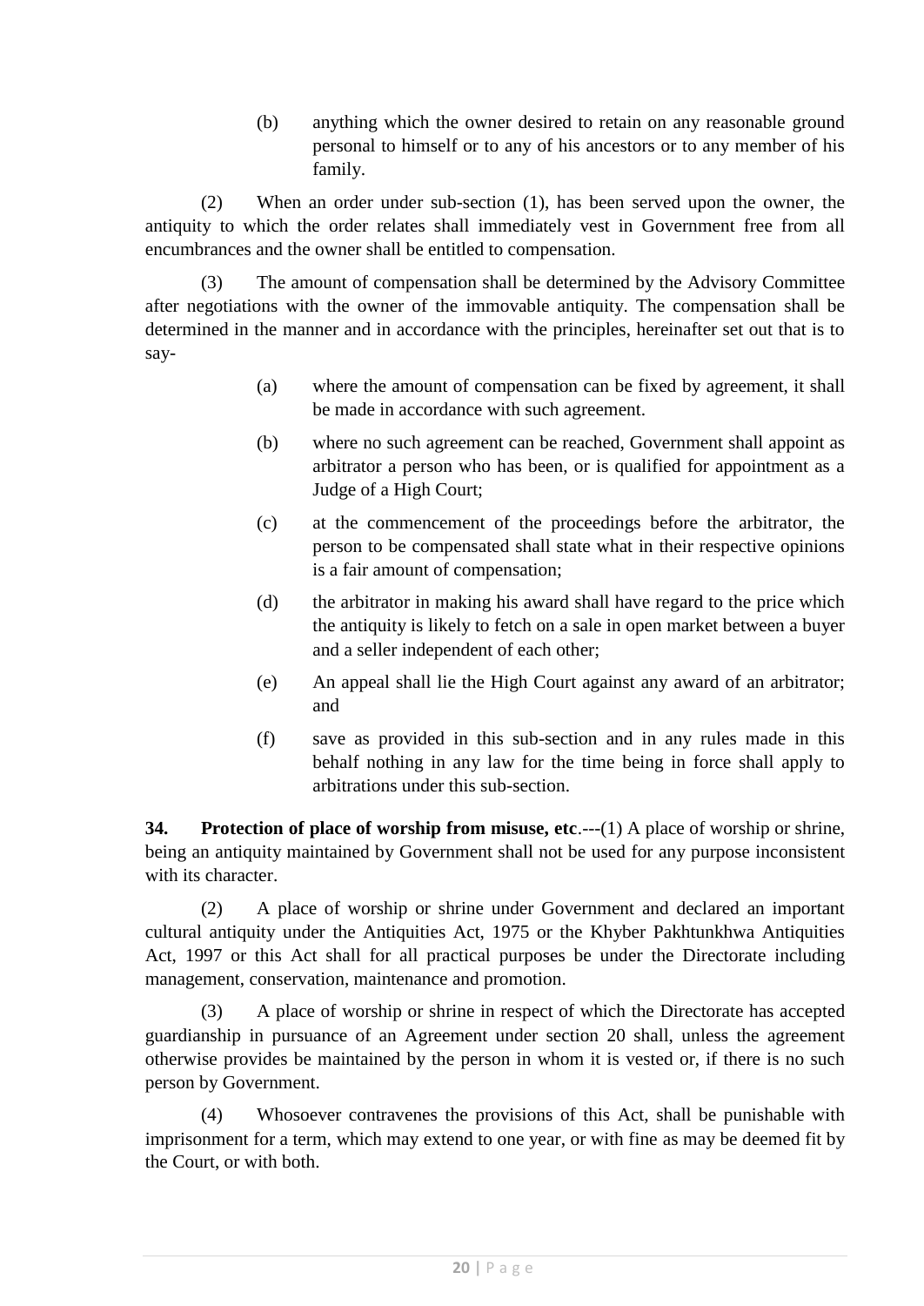(b) anything which the owner desired to retain on any reasonable ground personal to himself or to any of his ancestors or to any member of his family.

(2) When an order under sub-section (1), has been served upon the owner, the antiquity to which the order relates shall immediately vest in Government free from all encumbrances and the owner shall be entitled to compensation.

(3) The amount of compensation shall be determined by the Advisory Committee after negotiations with the owner of the immovable antiquity. The compensation shall be determined in the manner and in accordance with the principles, hereinafter set out that is to say-

(a) where the amount of compensation can be fixed by agreement, it shall be made in accordance with such agreement.

(b) where no such agreement can be reached, Government shall appoint as arbitrator a person who has been, or is qualified for appointment as a Judge of a High Court;

(c) at the commencement of the proceedings before the arbitrator, the person to be compensated shall state what in their respective opinions is a fair amount of compensation;

(d) the arbitrator in making his award shall have regard to the price which the antiquity is likely to fetch on a sale in open market between a buyer and a seller independent of each other;

(e) An appeal shall lie the High Court against any award of an arbitrator; and

(f) save as provided in this sub-section and in any rules made in this behalf nothing in any law for the time being in force shall apply to arbitrations under this sub-section.

**34. Protection of place of worship from misuse, etc**.---(1) A place of worship or shrine, being an antiquity maintained by Government shall not be used for any purpose inconsistent with its character.

(2) A place of worship or shrine under Government and declared an important cultural antiquity under the Antiquities Act, 1975 or the Khyber Pakhtunkhwa Antiquities Act, 1997 or this Act shall for all practical purposes be under the Directorate including management, conservation, maintenance and promotion.

(3) A place of worship or shrine in respect of which the Directorate has accepted guardianship in pursuance of an Agreement under section 20 shall, unless the agreement otherwise provides be maintained by the person in whom it is vested or, if there is no such person by Government.

(4) Whosoever contravenes the provisions of this Act, shall be punishable with imprisonment for a term, which may extend to one year, or with fine as may be deemed fit by the Court, or with both.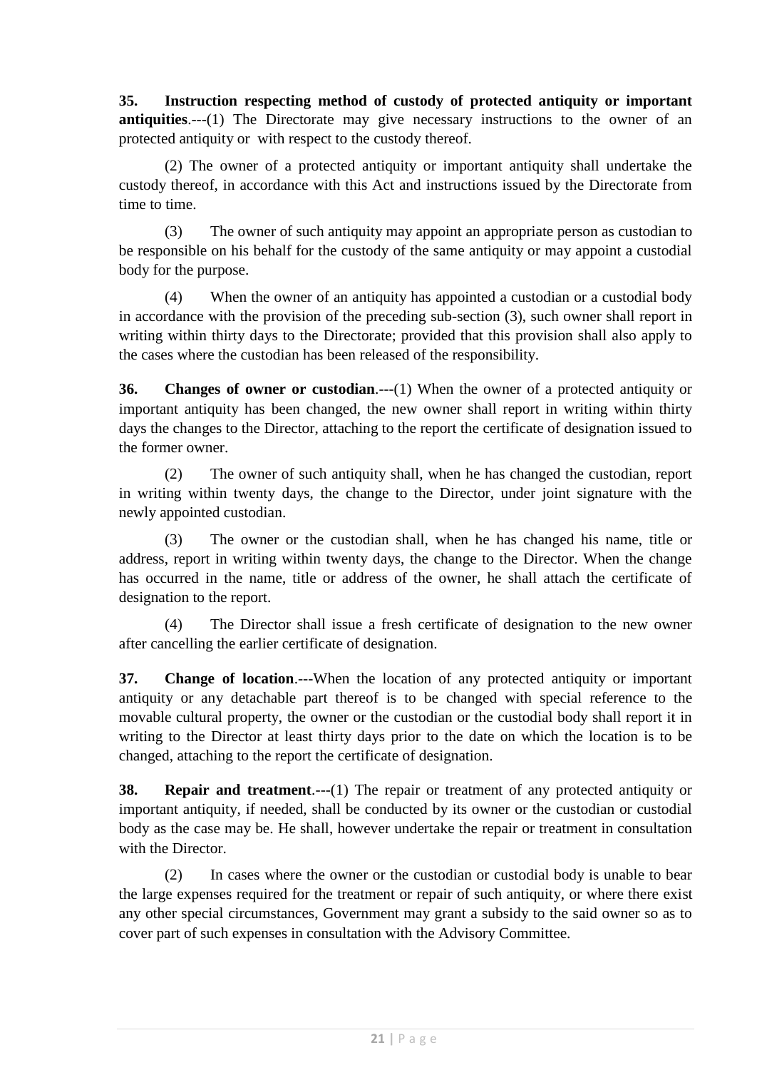**35. Instruction respecting method of custody of protected antiquity or important antiquities**.---(1) The Directorate may give necessary instructions to the owner of an protected antiquity or with respect to the custody thereof.

(2) The owner of a protected antiquity or important antiquity shall undertake the custody thereof, in accordance with this Act and instructions issued by the Directorate from time to time.

(3) The owner of such antiquity may appoint an appropriate person as custodian to be responsible on his behalf for the custody of the same antiquity or may appoint a custodial body for the purpose.

(4) When the owner of an antiquity has appointed a custodian or a custodial body in accordance with the provision of the preceding sub-section (3), such owner shall report in writing within thirty days to the Directorate; provided that this provision shall also apply to the cases where the custodian has been released of the responsibility.

**36. Changes of owner or custodian**.---(1) When the owner of a protected antiquity or important antiquity has been changed, the new owner shall report in writing within thirty days the changes to the Director, attaching to the report the certificate of designation issued to the former owner.

(2) The owner of such antiquity shall, when he has changed the custodian, report in writing within twenty days, the change to the Director, under joint signature with the newly appointed custodian.

(3) The owner or the custodian shall, when he has changed his name, title or address, report in writing within twenty days, the change to the Director. When the change has occurred in the name, title or address of the owner, he shall attach the certificate of designation to the report.

(4) The Director shall issue a fresh certificate of designation to the new owner after cancelling the earlier certificate of designation.

**37. Change of location**.---When the location of any protected antiquity or important antiquity or any detachable part thereof is to be changed with special reference to the movable cultural property, the owner or the custodian or the custodial body shall report it in writing to the Director at least thirty days prior to the date on which the location is to be changed, attaching to the report the certificate of designation.

**38. Repair and treatment**.---(1) The repair or treatment of any protected antiquity or important antiquity, if needed, shall be conducted by its owner or the custodian or custodial body as the case may be. He shall, however undertake the repair or treatment in consultation with the Director.

(2) In cases where the owner or the custodian or custodial body is unable to bear the large expenses required for the treatment or repair of such antiquity, or where there exist any other special circumstances, Government may grant a subsidy to the said owner so as to cover part of such expenses in consultation with the Advisory Committee.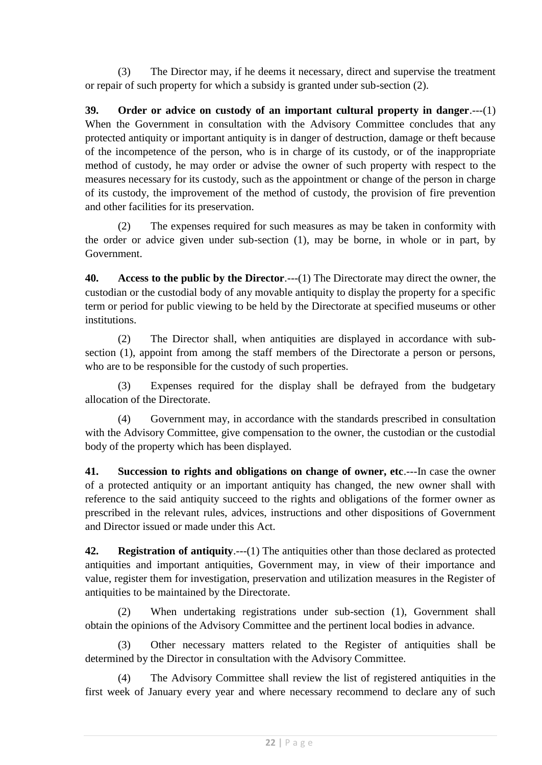(3) The Director may, if he deems it necessary, direct and supervise the treatment or repair of such property for which a subsidy is granted under sub-section (2).

**39. Order or advice on custody of an important cultural property in danger**.---(1) When the Government in consultation with the Advisory Committee concludes that any protected antiquity or important antiquity is in danger of destruction, damage or theft because of the incompetence of the person, who is in charge of its custody, or of the inappropriate method of custody, he may order or advise the owner of such property with respect to the measures necessary for its custody, such as the appointment or change of the person in charge of its custody, the improvement of the method of custody, the provision of fire prevention and other facilities for its preservation.

(2) The expenses required for such measures as may be taken in conformity with the order or advice given under sub-section (1), may be borne, in whole or in part, by Government.

**40. Access to the public by the Director**.---(1) The Directorate may direct the owner, the custodian or the custodial body of any movable antiquity to display the property for a specific term or period for public viewing to be held by the Directorate at specified museums or other institutions.

(2) The Director shall, when antiquities are displayed in accordance with sub-section (1), appoint from among the staff members of the Directorate a person or persons, who are to be responsible for the custody of such properties.

(3) Expenses required for the display shall be defrayed from the budgetary allocation of the Directorate.

(4) Government may, in accordance with the standards prescribed in consultation with the Advisory Committee, give compensation to the owner, the custodian or the custodial body of the property which has been displayed.

**41. Succession to rights and obligations on change of owner, etc**.---In case the owner of a protected antiquity or an important antiquity has changed, the new owner shall with reference to the said antiquity succeed to the rights and obligations of the former owner as prescribed in the relevant rules, advices, instructions and other dispositions of Government and Director issued or made under this Act.

**42. Registration of antiquity**.---(1) The antiquities other than those declared as protected antiquities and important antiquities, Government may, in view of their importance and value, register them for investigation, preservation and utilization measures in the Register of antiquities to be maintained by the Directorate.

(2) When undertaking registrations under sub-section (1), Government shall obtain the opinions of the Advisory Committee and the pertinent local bodies in advance.

(3) Other necessary matters related to the Register of antiquities shall be determined by the Director in consultation with the Advisory Committee.

(4) The Advisory Committee shall review the list of registered antiquities in the first week of January every year and where necessary recommend to declare any of such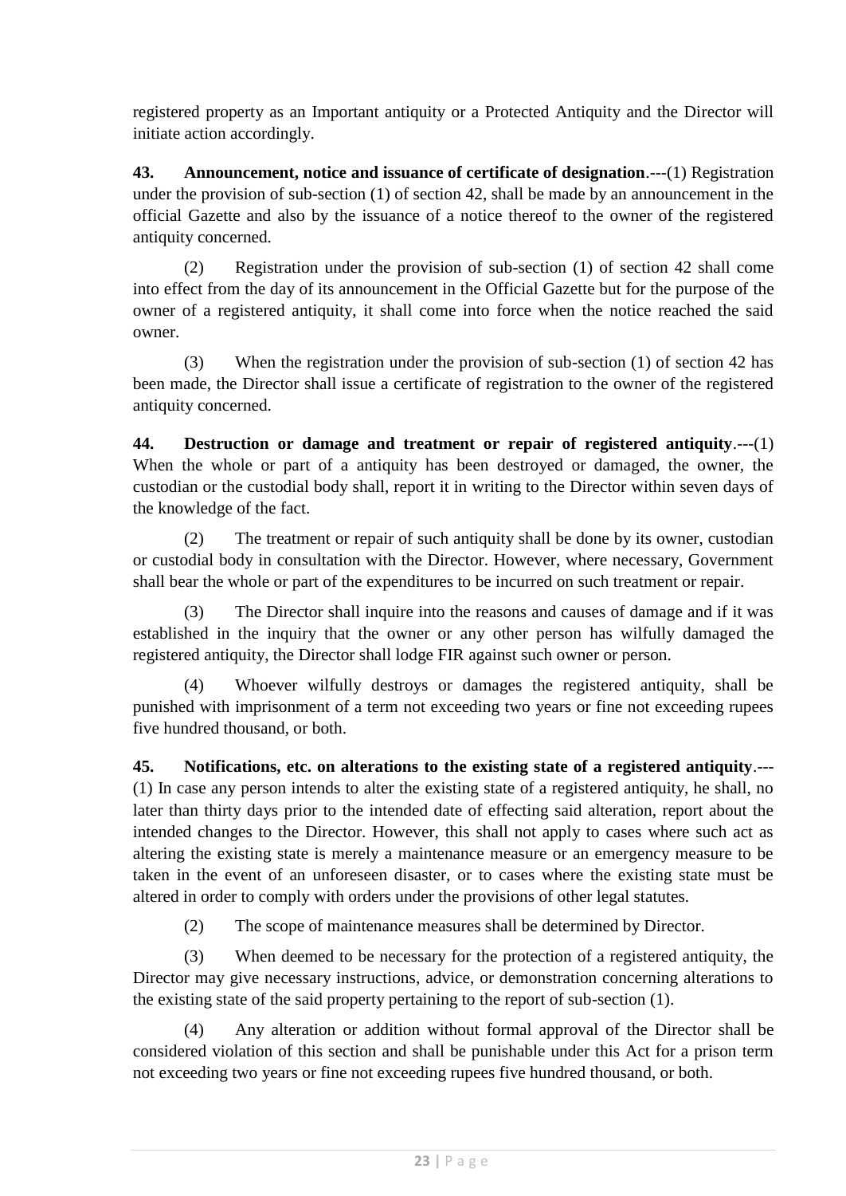registered property as an Important antiquity or a Protected Antiquity and the Director will initiate action accordingly.

**43. Announcement, notice and issuance of certificate of designation**.---(1) Registration under the provision of sub-section (1) of section 42, shall be made by an announcement in the official Gazette and also by the issuance of a notice thereof to the owner of the registered antiquity concerned.

(2) Registration under the provision of sub-section (1) of section 42 shall come into effect from the day of its announcement in the Official Gazette but for the purpose of the owner of a registered antiquity, it shall come into force when the notice reached the said owner.

(3) When the registration under the provision of sub-section (1) of section 42 has been made, the Director shall issue a certificate of registration to the owner of the registered antiquity concerned.

**44. Destruction or damage and treatment or repair of registered antiquity**.---(1) When the whole or part of a antiquity has been destroyed or damaged, the owner, the custodian or the custodial body shall, report it in writing to the Director within seven days of the knowledge of the fact.

(2) The treatment or repair of such antiquity shall be done by its owner, custodian or custodial body in consultation with the Director. However, where necessary, Government shall bear the whole or part of the expenditures to be incurred on such treatment or repair.

(3) The Director shall inquire into the reasons and causes of damage and if it was established in the inquiry that the owner or any other person has wilfully damaged the registered antiquity, the Director shall lodge FIR against such owner or person.

(4) Whoever wilfully destroys or damages the registered antiquity, shall be punished with imprisonment of a term not exceeding two years or fine not exceeding rupees five hundred thousand, or both.

**45. Notifications, etc. on alterations to the existing state of a registered antiquity**.---(1) In case any person intends to alter the existing state of a registered antiquity, he shall, no later than thirty days prior to the intended date of effecting said alteration, report about the intended changes to the Director. However, this shall not apply to cases where such act as altering the existing state is merely a maintenance measure or an emergency measure to be taken in the event of an unforeseen disaster, or to cases where the existing state must be altered in order to comply with orders under the provisions of other legal statutes.

(2) The scope of maintenance measures shall be determined by Director.

(3) When deemed to be necessary for the protection of a registered antiquity, the Director may give necessary instructions, advice, or demonstration concerning alterations to the existing state of the said property pertaining to the report of sub-section (1).

(4) Any alteration or addition without formal approval of the Director shall be considered violation of this section and shall be punishable under this Act for a prison term not exceeding two years or fine not exceeding rupees five hundred thousand, or both.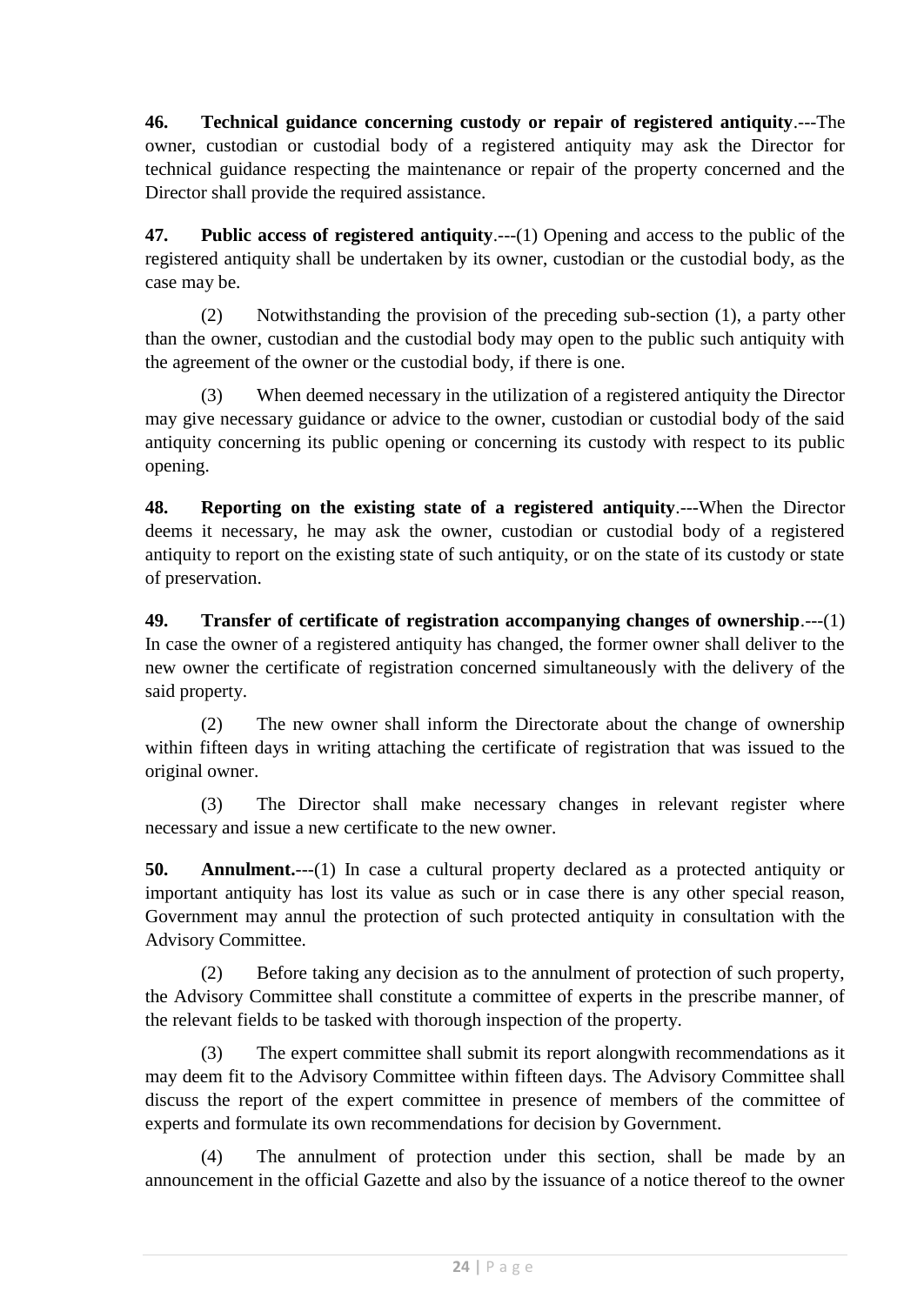**46. Technical guidance concerning custody or repair of registered antiquity**.---The owner, custodian or custodial body of a registered antiquity may ask the Director for technical guidance respecting the maintenance or repair of the property concerned and the Director shall provide the required assistance.

**47. Public access of registered antiquity**.---(1) Opening and access to the public of the registered antiquity shall be undertaken by its owner, custodian or the custodial body, as the case may be.

(2) Notwithstanding the provision of the preceding sub-section (1), a party other than the owner, custodian and the custodial body may open to the public such antiquity with the agreement of the owner or the custodial body, if there is one.

(3) When deemed necessary in the utilization of a registered antiquity the Director may give necessary guidance or advice to the owner, custodian or custodial body of the said antiquity concerning its public opening or concerning its custody with respect to its public opening.

**48. Reporting on the existing state of a registered antiquity**.---When the Director deems it necessary, he may ask the owner, custodian or custodial body of a registered antiquity to report on the existing state of such antiquity, or on the state of its custody or state of preservation.

**49. Transfer of certificate of registration accompanying changes of ownership**.---(1) In case the owner of a registered antiquity has changed, the former owner shall deliver to the new owner the certificate of registration concerned simultaneously with the delivery of the said property.

(2) The new owner shall inform the Directorate about the change of ownership within fifteen days in writing attaching the certificate of registration that was issued to the original owner.

(3) The Director shall make necessary changes in relevant register where necessary and issue a new certificate to the new owner.

**50. Annulment.**---(1) In case a cultural property declared as a protected antiquity or important antiquity has lost its value as such or in case there is any other special reason, Government may annul the protection of such protected antiquity in consultation with the Advisory Committee.

(2) Before taking any decision as to the annulment of protection of such property, the Advisory Committee shall constitute a committee of experts in the prescribe manner, of the relevant fields to be tasked with thorough inspection of the property.

(3) The expert committee shall submit its report alongwith recommendations as it may deem fit to the Advisory Committee within fifteen days. The Advisory Committee shall discuss the report of the expert committee in presence of members of the committee of experts and formulate its own recommendations for decision by Government.

(4) The annulment of protection under this section, shall be made by an announcement in the official Gazette and also by the issuance of a notice thereof to the owner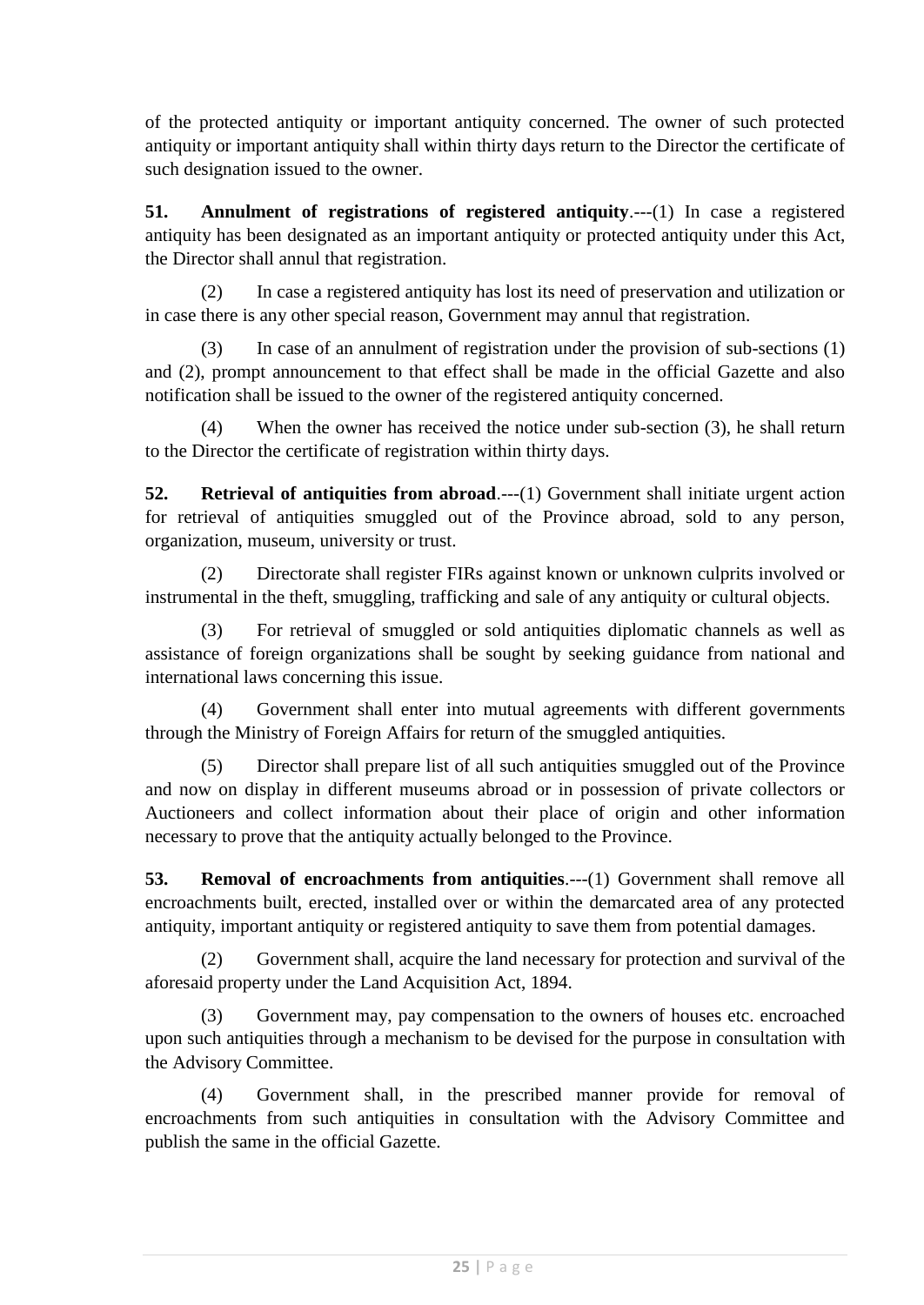of the protected antiquity or important antiquity concerned. The owner of such protected antiquity or important antiquity shall within thirty days return to the Director the certificate of such designation issued to the owner.

**51. Annulment of registrations of registered antiquity**.---(1) In case a registered antiquity has been designated as an important antiquity or protected antiquity under this Act, the Director shall annul that registration.

(2) In case a registered antiquity has lost its need of preservation and utilization or in case there is any other special reason, Government may annul that registration.

(3) In case of an annulment of registration under the provision of sub-sections (1) and (2), prompt announcement to that effect shall be made in the official Gazette and also notification shall be issued to the owner of the registered antiquity concerned.

(4) When the owner has received the notice under sub-section (3), he shall return to the Director the certificate of registration within thirty days.

**52. Retrieval of antiquities from abroad**.---(1) Government shall initiate urgent action for retrieval of antiquities smuggled out of the Province abroad, sold to any person, organization, museum, university or trust.

(2) Directorate shall register FIRs against known or unknown culprits involved or instrumental in the theft, smuggling, trafficking and sale of any antiquity or cultural objects.

(3) For retrieval of smuggled or sold antiquities diplomatic channels as well as assistance of foreign organizations shall be sought by seeking guidance from national and international laws concerning this issue.

(4) Government shall enter into mutual agreements with different governments through the Ministry of Foreign Affairs for return of the smuggled antiquities.

(5) Director shall prepare list of all such antiquities smuggled out of the Province and now on display in different museums abroad or in possession of private collectors or Auctioneers and collect information about their place of origin and other information necessary to prove that the antiquity actually belonged to the Province.

**53. Removal of encroachments from antiquities**.---(1) Government shall remove all encroachments built, erected, installed over or within the demarcated area of any protected antiquity, important antiquity or registered antiquity to save them from potential damages.

(2) Government shall, acquire the land necessary for protection and survival of the aforesaid property under the Land Acquisition Act, 1894.

(3) Government may, pay compensation to the owners of houses etc. encroached upon such antiquities through a mechanism to be devised for the purpose in consultation with the Advisory Committee.

(4) Government shall, in the prescribed manner provide for removal of encroachments from such antiquities in consultation with the Advisory Committee and publish the same in the official Gazette.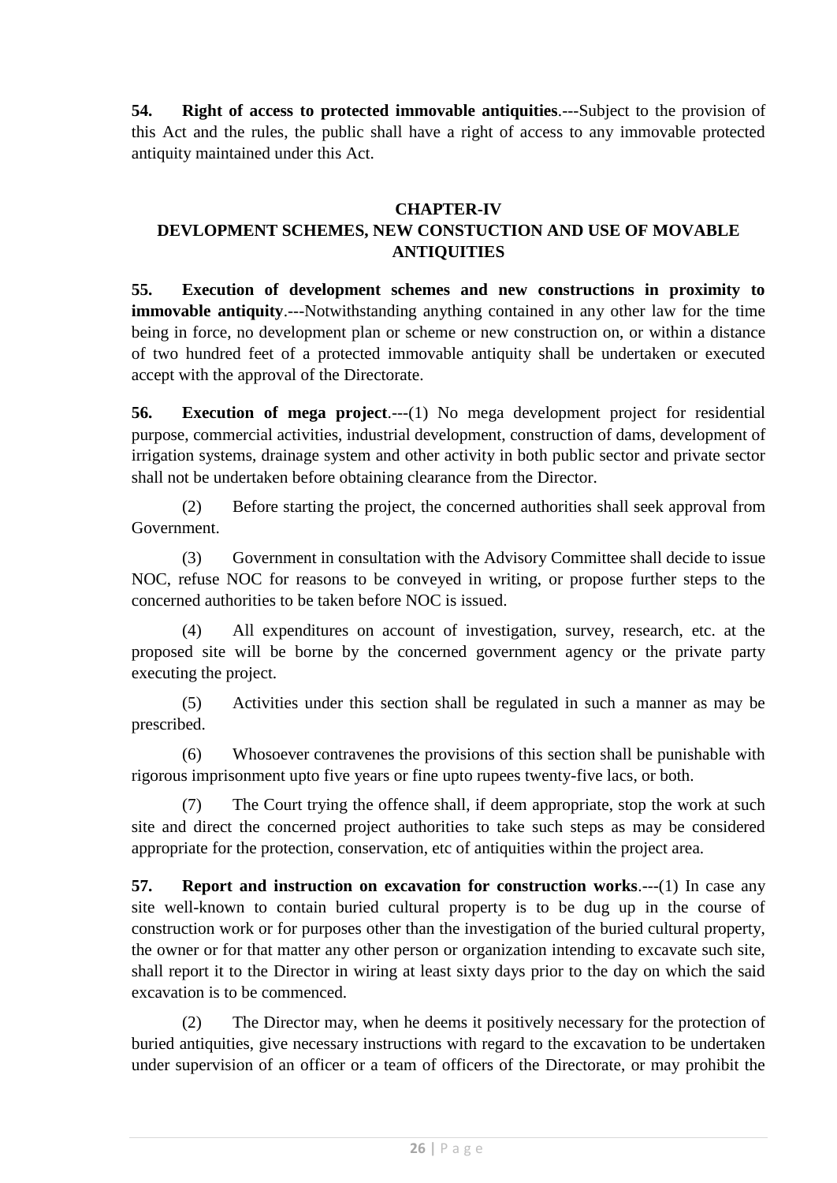**54. Right of access to protected immovable antiquities**.---Subject to the provision of this Act and the rules, the public shall have a right of access to any immovable protected antiquity maintained under this Act.

## CHAPTER-IV
## DEVLOPMENT SCHEMES, NEW CONSTUCTION AND USE OF MOVABLE ANTIQUITIES

**55. Execution of development schemes and new constructions in proximity to immovable antiquity**.---Notwithstanding anything contained in any other law for the time being in force, no development plan or scheme or new construction on, or within a distance of two hundred feet of a protected immovable antiquity shall be undertaken or executed accept with the approval of the Directorate.

**56. Execution of mega project**.---(1) No mega development project for residential purpose, commercial activities, industrial development, construction of dams, development of irrigation systems, drainage system and other activity in both public sector and private sector shall not be undertaken before obtaining clearance from the Director.

(2) Before starting the project, the concerned authorities shall seek approval from Government.

(3) Government in consultation with the Advisory Committee shall decide to issue NOC, refuse NOC for reasons to be conveyed in writing, or propose further steps to the concerned authorities to be taken before NOC is issued.

(4) All expenditures on account of investigation, survey, research, etc. at the proposed site will be borne by the concerned government agency or the private party executing the project.

(5) Activities under this section shall be regulated in such a manner as may be prescribed.

(6) Whosoever contravenes the provisions of this section shall be punishable with rigorous imprisonment upto five years or fine upto rupees twenty-five lacs, or both.

(7) The Court trying the offence shall, if deem appropriate, stop the work at such site and direct the concerned project authorities to take such steps as may be considered appropriate for the protection, conservation, etc of antiquities within the project area.

**57. Report and instruction on excavation for construction works**.---(1) In case any site well-known to contain buried cultural property is to be dug up in the course of construction work or for purposes other than the investigation of the buried cultural property, the owner or for that matter any other person or organization intending to excavate such site, shall report it to the Director in wiring at least sixty days prior to the day on which the said excavation is to be commenced.

(2) The Director may, when he deems it positively necessary for the protection of buried antiquities, give necessary instructions with regard to the excavation to be undertaken under supervision of an officer or a team of officers of the Directorate, or may prohibit the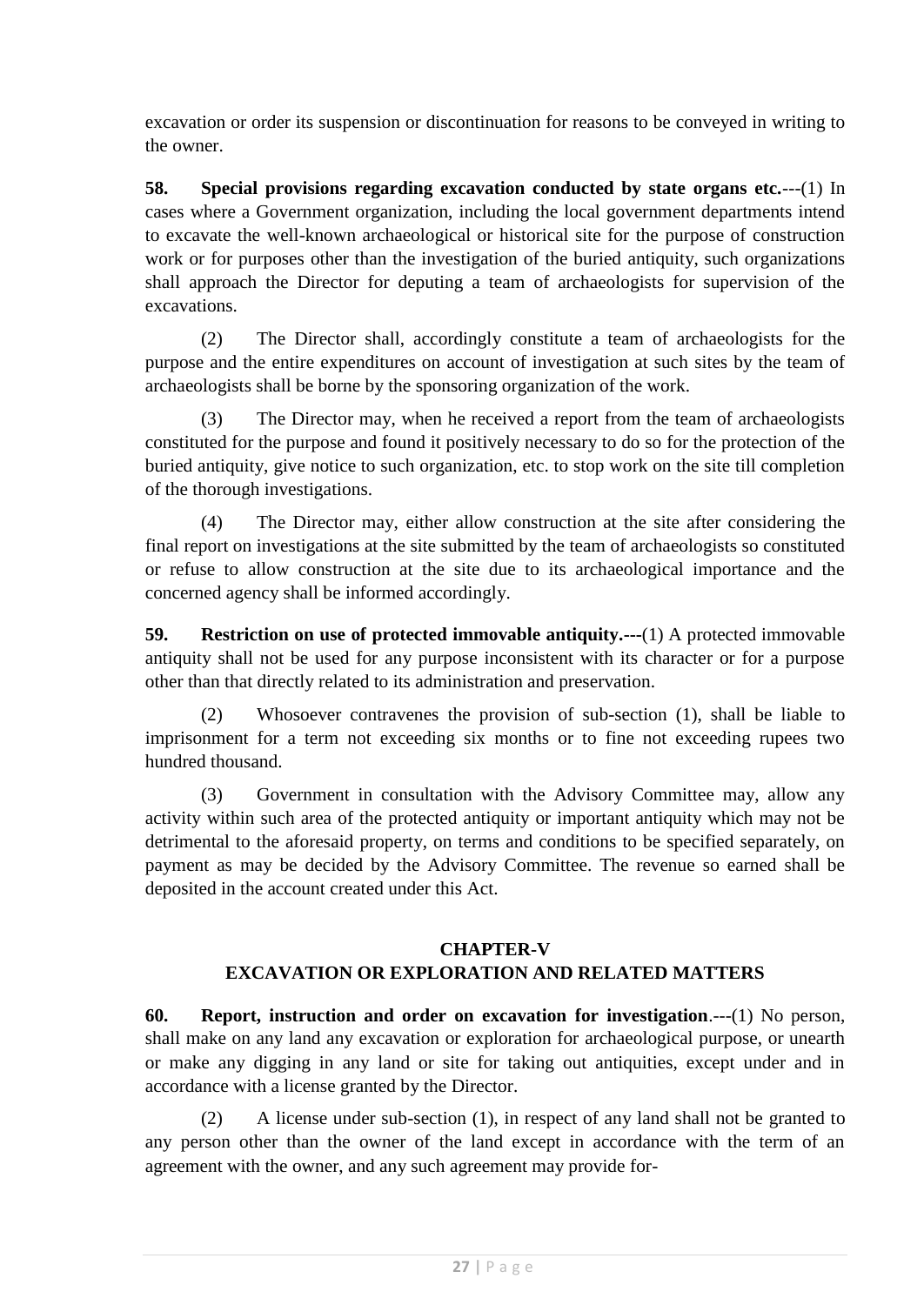excavation or order its suspension or discontinuation for reasons to be conveyed in writing to the owner.

**58. Special provisions regarding excavation conducted by state organs etc.**---(1) In cases where a Government organization, including the local government departments intend to excavate the well-known archaeological or historical site for the purpose of construction work or for purposes other than the investigation of the buried antiquity, such organizations shall approach the Director for deputing a team of archaeologists for supervision of the excavations.

(2) The Director shall, accordingly constitute a team of archaeologists for the purpose and the entire expenditures on account of investigation at such sites by the team of archaeologists shall be borne by the sponsoring organization of the work.

(3) The Director may, when he received a report from the team of archaeologists constituted for the purpose and found it positively necessary to do so for the protection of the buried antiquity, give notice to such organization, etc. to stop work on the site till completion of the thorough investigations.

(4) The Director may, either allow construction at the site after considering the final report on investigations at the site submitted by the team of archaeologists so constituted or refuse to allow construction at the site due to its archaeological importance and the concerned agency shall be informed accordingly.

**59. Restriction on use of protected immovable antiquity.---**(1) A protected immovable antiquity shall not be used for any purpose inconsistent with its character or for a purpose other than that directly related to its administration and preservation.

(2) Whosoever contravenes the provision of sub-section (1), shall be liable to imprisonment for a term not exceeding six months or to fine not exceeding rupees two hundred thousand.

(3) Government in consultation with the Advisory Committee may, allow any activity within such area of the protected antiquity or important antiquity which may not be detrimental to the aforesaid property, on terms and conditions to be specified separately, on payment as may be decided by the Advisory Committee. The revenue so earned shall be deposited in the account created under this Act.

## CHAPTER-V
## EXCAVATION OR EXPLORATION AND RELATED MATTERS

**60. Report, instruction and order on excavation for investigation**.---(1) No person, shall make on any land any excavation or exploration for archaeological purpose, or unearth or make any digging in any land or site for taking out antiquities, except under and in accordance with a license granted by the Director.

(2) A license under sub-section (1), in respect of any land shall not be granted to any person other than the owner of the land except in accordance with the term of an agreement with the owner, and any such agreement may provide for-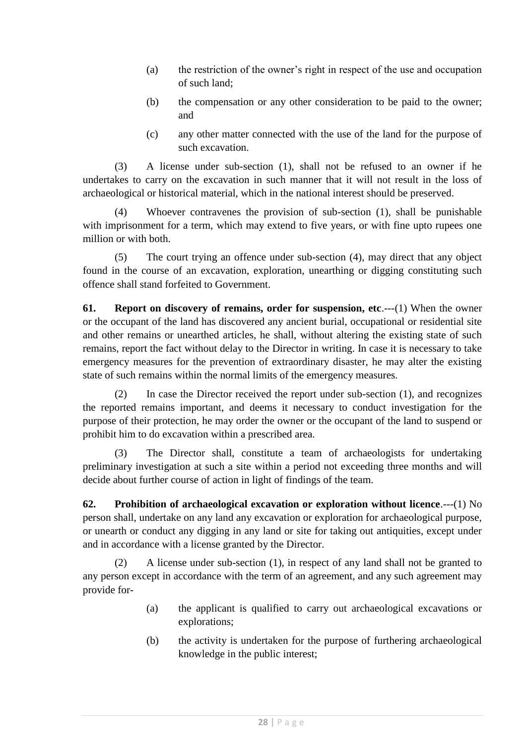(a) the restriction of the owner's right in respect of the use and occupation of such land;

(b) the compensation or any other consideration to be paid to the owner; and

(c) any other matter connected with the use of the land for the purpose of such excavation.

(3) A license under sub-section (1), shall not be refused to an owner if he undertakes to carry on the excavation in such manner that it will not result in the loss of archaeological or historical material, which in the national interest should be preserved.

(4) Whoever contravenes the provision of sub-section (1), shall be punishable with imprisonment for a term, which may extend to five years, or with fine upto rupees one million or with both.

(5) The court trying an offence under sub-section (4), may direct that any object found in the course of an excavation, exploration, unearthing or digging constituting such offence shall stand forfeited to Government.

**61. Report on discovery of remains, order for suspension, etc**.---(1) When the owner or the occupant of the land has discovered any ancient burial, occupational or residential site and other remains or unearthed articles, he shall, without altering the existing state of such remains, report the fact without delay to the Director in writing. In case it is necessary to take emergency measures for the prevention of extraordinary disaster, he may alter the existing state of such remains within the normal limits of the emergency measures.

(2) In case the Director received the report under sub-section (1), and recognizes the reported remains important, and deems it necessary to conduct investigation for the purpose of their protection, he may order the owner or the occupant of the land to suspend or prohibit him to do excavation within a prescribed area.

(3) The Director shall, constitute a team of archaeologists for undertaking preliminary investigation at such a site within a period not exceeding three months and will decide about further course of action in light of findings of the team.

**62. Prohibition of archaeological excavation or exploration without licence**.---(1) No person shall, undertake on any land any excavation or exploration for archaeological purpose, or unearth or conduct any digging in any land or site for taking out antiquities, except under and in accordance with a license granted by the Director.

(2) A license under sub-section (1), in respect of any land shall not be granted to any person except in accordance with the term of an agreement, and any such agreement may provide for-

(a) the applicant is qualified to carry out archaeological excavations or explorations;

(b) the activity is undertaken for the purpose of furthering archaeological knowledge in the public interest;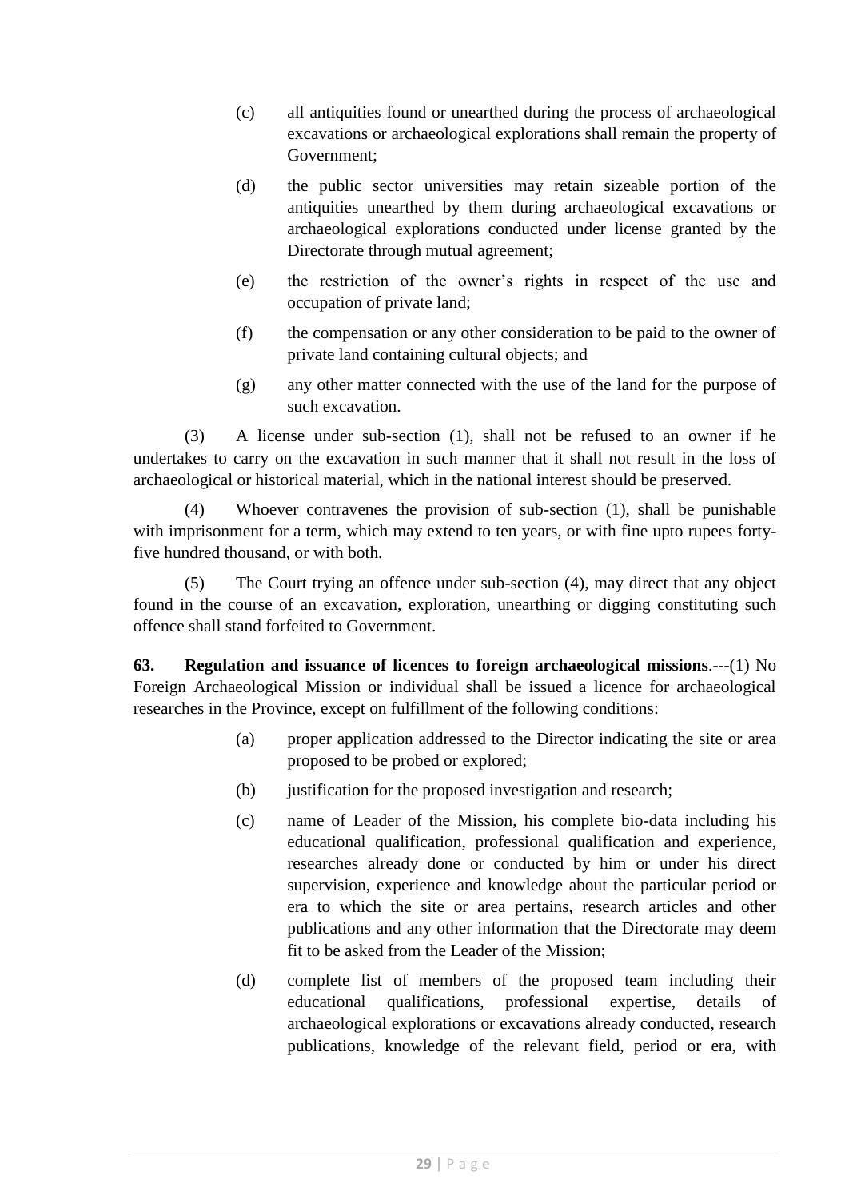(c) all antiquities found or unearthed during the process of archaeological excavations or archaeological explorations shall remain the property of Government;

(d) the public sector universities may retain sizeable portion of the antiquities unearthed by them during archaeological excavations or archaeological explorations conducted under license granted by the Directorate through mutual agreement;

(e) the restriction of the owner's rights in respect of the use and occupation of private land;

(f) the compensation or any other consideration to be paid to the owner of private land containing cultural objects; and

(g) any other matter connected with the use of the land for the purpose of such excavation.

(3) A license under sub-section (1), shall not be refused to an owner if he undertakes to carry on the excavation in such manner that it shall not result in the loss of archaeological or historical material, which in the national interest should be preserved.

(4) Whoever contravenes the provision of sub-section (1), shall be punishable with imprisonment for a term, which may extend to ten years, or with fine upto rupees forty-five hundred thousand, or with both.

(5) The Court trying an offence under sub-section (4), may direct that any object found in the course of an excavation, exploration, unearthing or digging constituting such offence shall stand forfeited to Government.

**63. Regulation and issuance of licences to foreign archaeological missions**.---(1) No Foreign Archaeological Mission or individual shall be issued a licence for archaeological researches in the Province, except on fulfillment of the following conditions:

(a) proper application addressed to the Director indicating the site or area proposed to be probed or explored;

(b) justification for the proposed investigation and research;

(c) name of Leader of the Mission, his complete bio-data including his educational qualification, professional qualification and experience, researches already done or conducted by him or under his direct supervision, experience and knowledge about the particular period or era to which the site or area pertains, research articles and other publications and any other information that the Directorate may deem fit to be asked from the Leader of the Mission;

(d) complete list of members of the proposed team including their educational qualifications, professional expertise, details of archaeological explorations or excavations already conducted, research publications, knowledge of the relevant field, period or era, with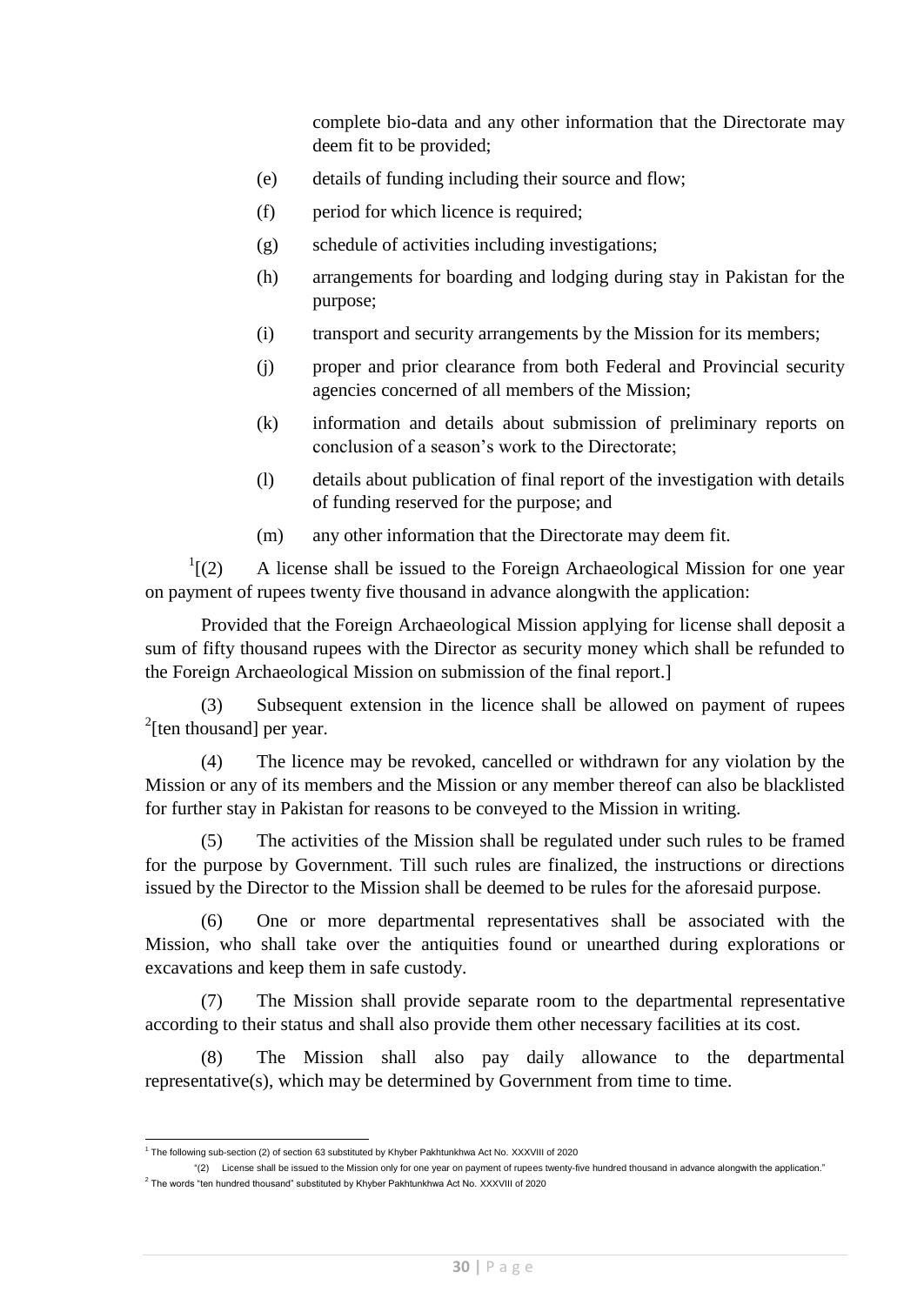complete bio-data and any other information that the Directorate may deem fit to be provided;

(e) details of funding including their source and flow;

(f) period for which licence is required;

(g) schedule of activities including investigations;

(h) arrangements for boarding and lodging during stay in Pakistan for the purpose;

(i) transport and security arrangements by the Mission for its members;

(j) proper and prior clearance from both Federal and Provincial security agencies concerned of all members of the Mission;

(k) information and details about submission of preliminary reports on conclusion of a season's work to the Directorate;

(l) details about publication of final report of the investigation with details of funding reserved for the purpose; and

(m) any other information that the Directorate may deem fit.

[1][(2) A license shall be issued to the Foreign Archaeological Mission for one year on payment of rupees twenty five thousand in advance alongwith the application:

Provided that the Foreign Archaeological Mission applying for license shall deposit a sum of fifty thousand rupees with the Director as security money which shall be refunded to the Foreign Archaeological Mission on submission of the final report.]

(3) Subsequent extension in the licence shall be allowed on payment of rupees [2][ten thousand] per year.

(4) The licence may be revoked, cancelled or withdrawn for any violation by the Mission or any of its members and the Mission or any member thereof can also be blacklisted for further stay in Pakistan for reasons to be conveyed to the Mission in writing.

(5) The activities of the Mission shall be regulated under such rules to be framed for the purpose by Government. Till such rules are finalized, the instructions or directions issued by the Director to the Mission shall be deemed to be rules for the aforesaid purpose.

(6) One or more departmental representatives shall be associated with the Mission, who shall take over the antiquities found or unearthed during explorations or excavations and keep them in safe custody.

(7) The Mission shall provide separate room to the departmental representative according to their status and shall also provide them other necessary facilities at its cost.

(8) The Mission shall also pay daily allowance to the departmental representative(s), which may be determined by Government from time to time.

---

[1] The following sub-section (2) of section 63 substituted by Khyber Pakhtunkhwa Act No. XXXVIII of 2020

"(2) License shall be issued to the Mission only for one year on payment of rupees twenty-five hundred thousand in advance alongwith the application."

[2] The words "ten hundred thousand" substituted by Khyber Pakhtunkhwa Act No. XXXVIII of 2020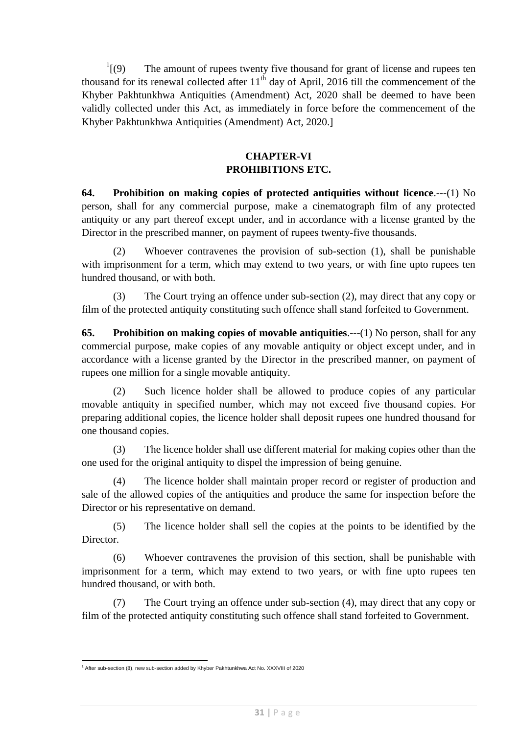[1][(9) The amount of rupees twenty five thousand for grant of license and rupees ten thousand for its renewal collected after 11th day of April, 2016 till the commencement of the Khyber Pakhtunkhwa Antiquities (Amendment) Act, 2020 shall be deemed to have been validly collected under this Act, as immediately in force before the commencement of the Khyber Pakhtunkhwa Antiquities (Amendment) Act, 2020.]

## CHAPTER-VI
## PROHIBITIONS ETC.

**64. Prohibition on making copies of protected antiquities without licence**.---(1) No person, shall for any commercial purpose, make a cinematograph film of any protected antiquity or any part thereof except under, and in accordance with a license granted by the Director in the prescribed manner, on payment of rupees twenty-five thousands.

(2) Whoever contravenes the provision of sub-section (1), shall be punishable with imprisonment for a term, which may extend to two years, or with fine upto rupees ten hundred thousand, or with both.

(3) The Court trying an offence under sub-section (2), may direct that any copy or film of the protected antiquity constituting such offence shall stand forfeited to Government.

**65. Prohibition on making copies of movable antiquities**.---(1) No person, shall for any commercial purpose, make copies of any movable antiquity or object except under, and in accordance with a license granted by the Director in the prescribed manner, on payment of rupees one million for a single movable antiquity.

(2) Such licence holder shall be allowed to produce copies of any particular movable antiquity in specified number, which may not exceed five thousand copies. For preparing additional copies, the licence holder shall deposit rupees one hundred thousand for one thousand copies.

(3) The licence holder shall use different material for making copies other than the one used for the original antiquity to dispel the impression of being genuine.

(4) The licence holder shall maintain proper record or register of production and sale of the allowed copies of the antiquities and produce the same for inspection before the Director or his representative on demand.

(5) The licence holder shall sell the copies at the points to be identified by the Director.

(6) Whoever contravenes the provision of this section, shall be punishable with imprisonment for a term, which may extend to two years, or with fine upto rupees ten hundred thousand, or with both.

(7) The Court trying an offence under sub-section (4), may direct that any copy or film of the protected antiquity constituting such offence shall stand forfeited to Government.

---

[1] After sub-section (8), new sub-section added by Khyber Pakhtunkhwa Act No. XXXVIII of 2020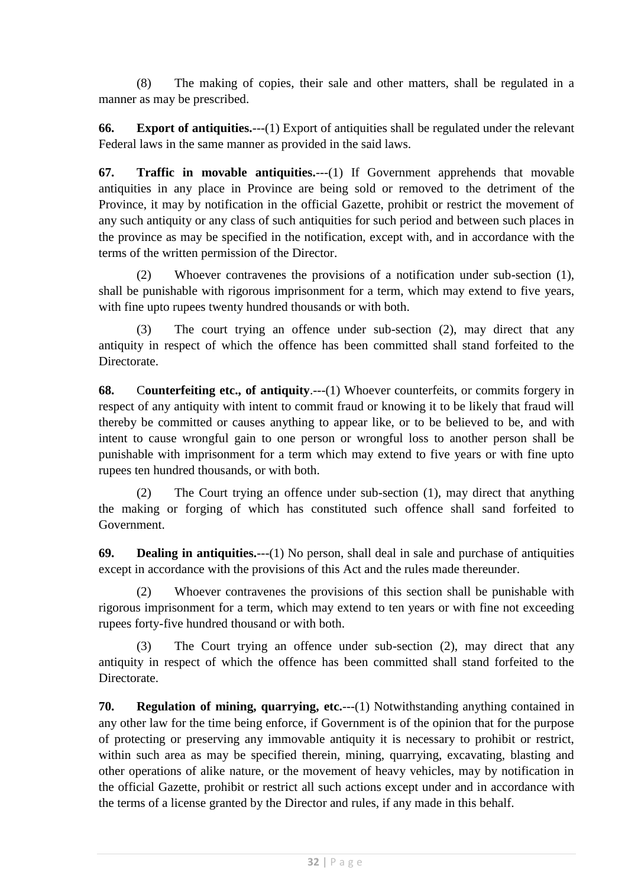(8) The making of copies, their sale and other matters, shall be regulated in a manner as may be prescribed.

**66. Export of antiquities.**---(1) Export of antiquities shall be regulated under the relevant Federal laws in the same manner as provided in the said laws.

**67. Traffic in movable antiquities.**---(1) If Government apprehends that movable antiquities in any place in Province are being sold or removed to the detriment of the Province, it may by notification in the official Gazette, prohibit or restrict the movement of any such antiquity or any class of such antiquities for such period and between such places in the province as may be specified in the notification, except with, and in accordance with the terms of the written permission of the Director.

(2) Whoever contravenes the provisions of a notification under sub-section (1), shall be punishable with rigorous imprisonment for a term, which may extend to five years, with fine upto rupees twenty hundred thousands or with both.

(3) The court trying an offence under sub-section (2), may direct that any antiquity in respect of which the offence has been committed shall stand forfeited to the Directorate.

**68. Counterfeiting etc., of antiquity**.---(1) Whoever counterfeits, or commits forgery in respect of any antiquity with intent to commit fraud or knowing it to be likely that fraud will thereby be committed or causes anything to appear like, or to be believed to be, and with intent to cause wrongful gain to one person or wrongful loss to another person shall be punishable with imprisonment for a term which may extend to five years or with fine upto rupees ten hundred thousands, or with both.

(2) The Court trying an offence under sub-section (1), may direct that anything the making or forging of which has constituted such offence shall sand forfeited to Government.

**69. Dealing in antiquities.**---(1) No person, shall deal in sale and purchase of antiquities except in accordance with the provisions of this Act and the rules made thereunder.

(2) Whoever contravenes the provisions of this section shall be punishable with rigorous imprisonment for a term, which may extend to ten years or with fine not exceeding rupees forty-five hundred thousand or with both.

(3) The Court trying an offence under sub-section (2), may direct that any antiquity in respect of which the offence has been committed shall stand forfeited to the Directorate.

**70. Regulation of mining, quarrying, etc.**---(1) Notwithstanding anything contained in any other law for the time being enforce, if Government is of the opinion that for the purpose of protecting or preserving any immovable antiquity it is necessary to prohibit or restrict, within such area as may be specified therein, mining, quarrying, excavating, blasting and other operations of alike nature, or the movement of heavy vehicles, may by notification in the official Gazette, prohibit or restrict all such actions except under and in accordance with the terms of a license granted by the Director and rules, if any made in this behalf.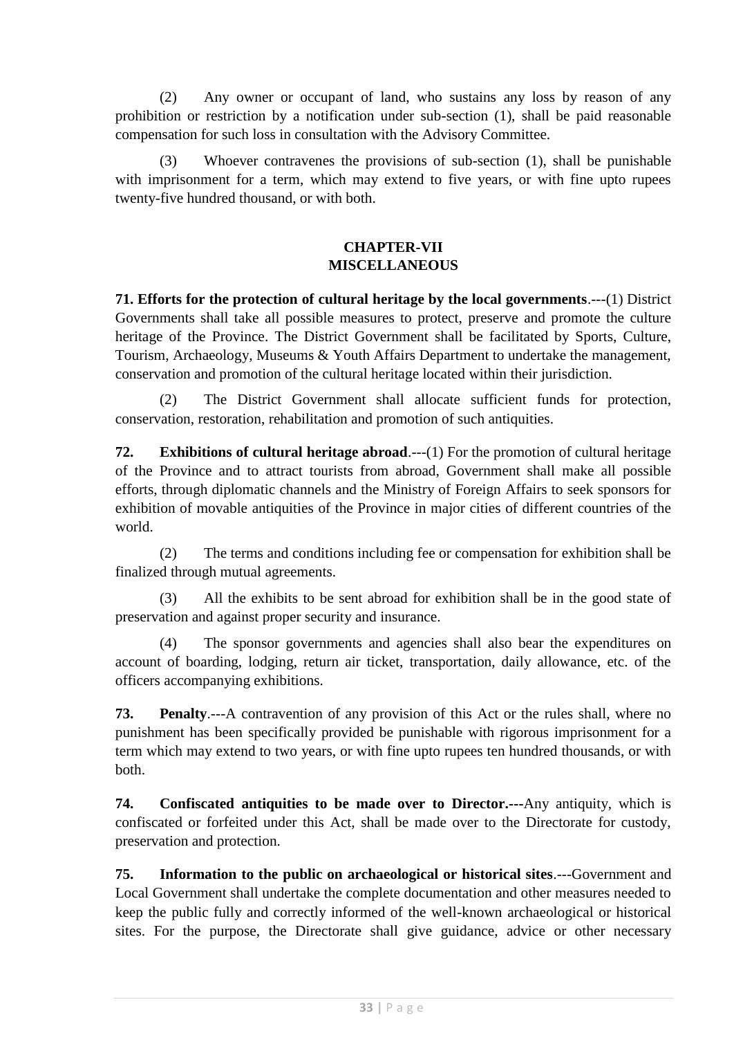(2) Any owner or occupant of land, who sustains any loss by reason of any prohibition or restriction by a notification under sub-section (1), shall be paid reasonable compensation for such loss in consultation with the Advisory Committee.

(3) Whoever contravenes the provisions of sub-section (1), shall be punishable with imprisonment for a term, which may extend to five years, or with fine upto rupees twenty-five hundred thousand, or with both.

## CHAPTER-VII
## MISCELLANEOUS

**71. Efforts for the protection of cultural heritage by the local governments**.---(1) District Governments shall take all possible measures to protect, preserve and promote the culture heritage of the Province. The District Government shall be facilitated by Sports, Culture, Tourism, Archaeology, Museums & Youth Affairs Department to undertake the management, conservation and promotion of the cultural heritage located within their jurisdiction.

(2) The District Government shall allocate sufficient funds for protection, conservation, restoration, rehabilitation and promotion of such antiquities.

**72. Exhibitions of cultural heritage abroad**.---(1) For the promotion of cultural heritage of the Province and to attract tourists from abroad, Government shall make all possible efforts, through diplomatic channels and the Ministry of Foreign Affairs to seek sponsors for exhibition of movable antiquities of the Province in major cities of different countries of the world.

(2) The terms and conditions including fee or compensation for exhibition shall be finalized through mutual agreements.

(3) All the exhibits to be sent abroad for exhibition shall be in the good state of preservation and against proper security and insurance.

(4) The sponsor governments and agencies shall also bear the expenditures on account of boarding, lodging, return air ticket, transportation, daily allowance, etc. of the officers accompanying exhibitions.

**73. Penalty**.---A contravention of any provision of this Act or the rules shall, where no punishment has been specifically provided be punishable with rigorous imprisonment for a term which may extend to two years, or with fine upto rupees ten hundred thousands, or with both.

**74. Confiscated antiquities to be made over to Director.---**Any antiquity, which is confiscated or forfeited under this Act, shall be made over to the Directorate for custody, preservation and protection.

**75. Information to the public on archaeological or historical sites**.---Government and Local Government shall undertake the complete documentation and other measures needed to keep the public fully and correctly informed of the well-known archaeological or historical sites. For the purpose, the Directorate shall give guidance, advice or other necessary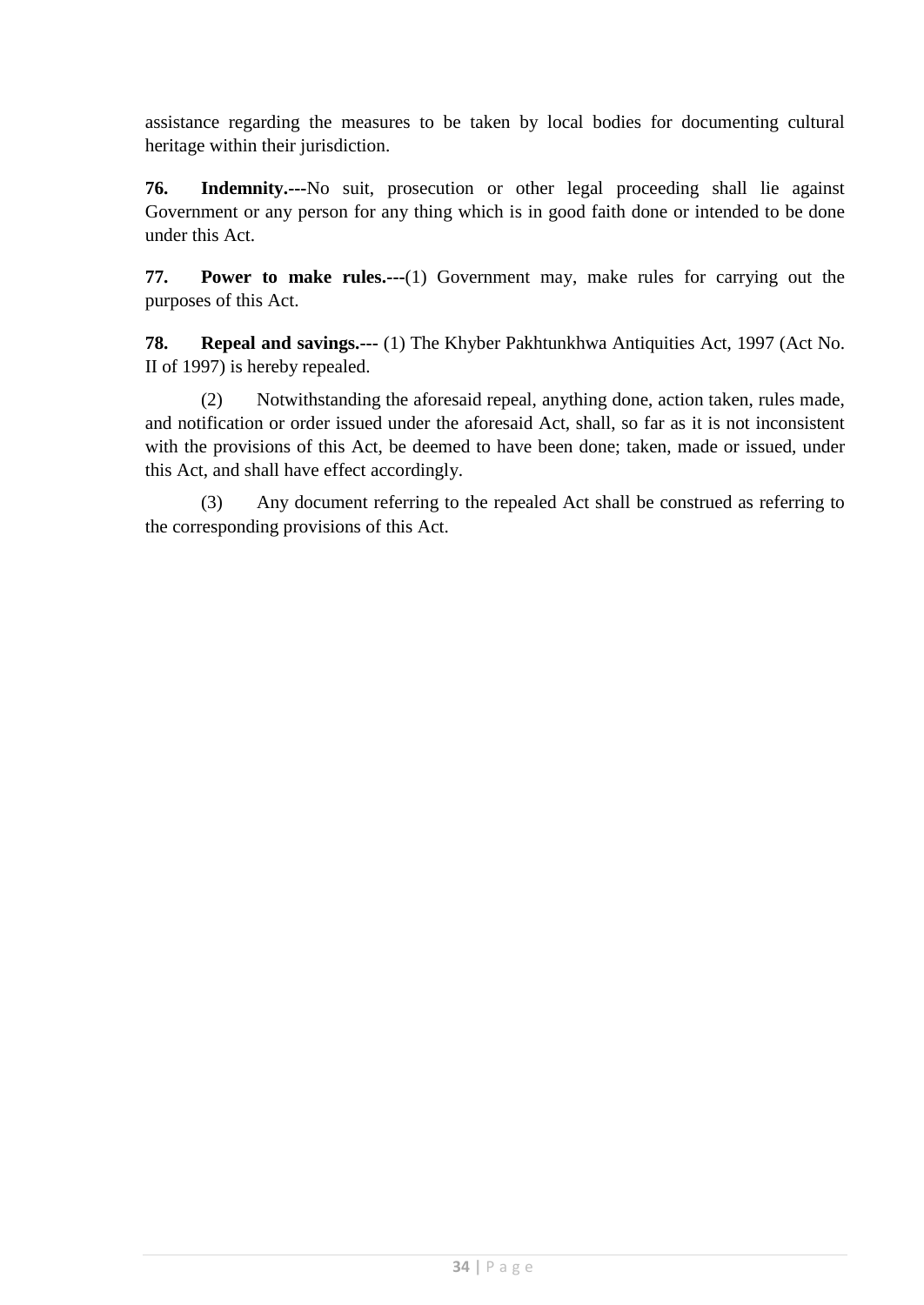assistance regarding the measures to be taken by local bodies for documenting cultural heritage within their jurisdiction.

**76. Indemnity.---**No suit, prosecution or other legal proceeding shall lie against Government or any person for any thing which is in good faith done or intended to be done under this Act.

**77. Power to make rules.---**(1) Government may, make rules for carrying out the purposes of this Act.

**78. Repeal and savings.---** (1) The Khyber Pakhtunkhwa Antiquities Act, 1997 (Act No. II of 1997) is hereby repealed.

(2) Notwithstanding the aforesaid repeal, anything done, action taken, rules made, and notification or order issued under the aforesaid Act, shall, so far as it is not inconsistent with the provisions of this Act, be deemed to have been done; taken, made or issued, under this Act, and shall have effect accordingly.

(3) Any document referring to the repealed Act shall be construed as referring to the corresponding provisions of this Act.